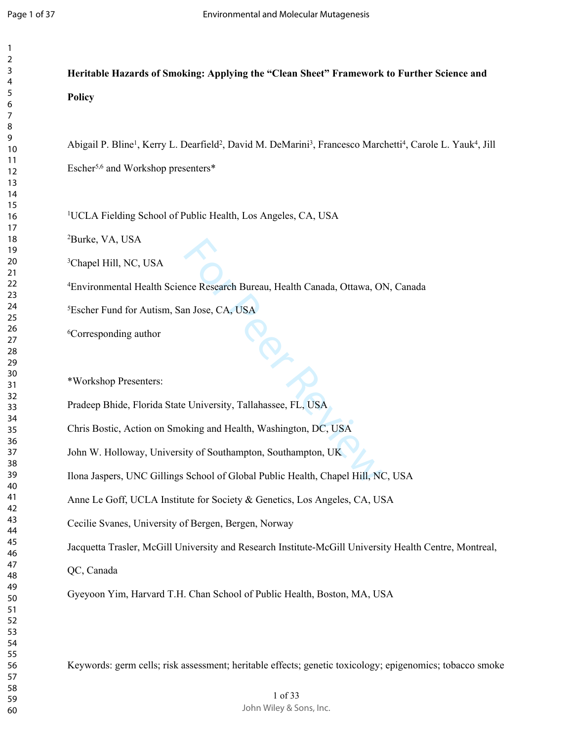# Heritable Hazards of Smoking: Applying the "Clean Sheet" Framework to Further Science and Policy

Abigail P. Bline[1], Kerry L. Dearfield[2], David M. DeMarini[3], Francesco Marchetti[4], Carole L. Yauk[4], Jill Escher[5,6] and Workshop presenters*

[1]UCLA Fielding School of Public Health, Los Angeles, CA, USA

[2]Burke, VA, USA

[3]Chapel Hill, NC, USA

[4]Environmental Health Science Research Bureau, Health Canada, Ottawa, ON, Canada

[5]Escher Fund for Autism, San Jose, CA, USA

[6]Corresponding author

*Workshop Presenters:

Pradeep Bhide, Florida State University, Tallahassee, FL, USA

Chris Bostic, Action on Smoking and Health, Washington, DC, USA

John W. Holloway, University of Southampton, Southampton, UK

Ilona Jaspers, UNC Gillings School of Global Public Health, Chapel Hill, NC, USA

Anne Le Goff, UCLA Institute for Society & Genetics, Los Angeles, CA, USA

Cecilie Svanes, University of Bergen, Bergen, Norway

Jacquetta Trasler, McGill University and Research Institute-McGill University Health Centre, Montreal, QC, Canada

Gyeyoon Yim, Harvard T.H. Chan School of Public Health, Boston, MA, USA

Keywords: germ cells; risk assessment; heritable effects; genetic toxicology; epigenomics; tobacco smoke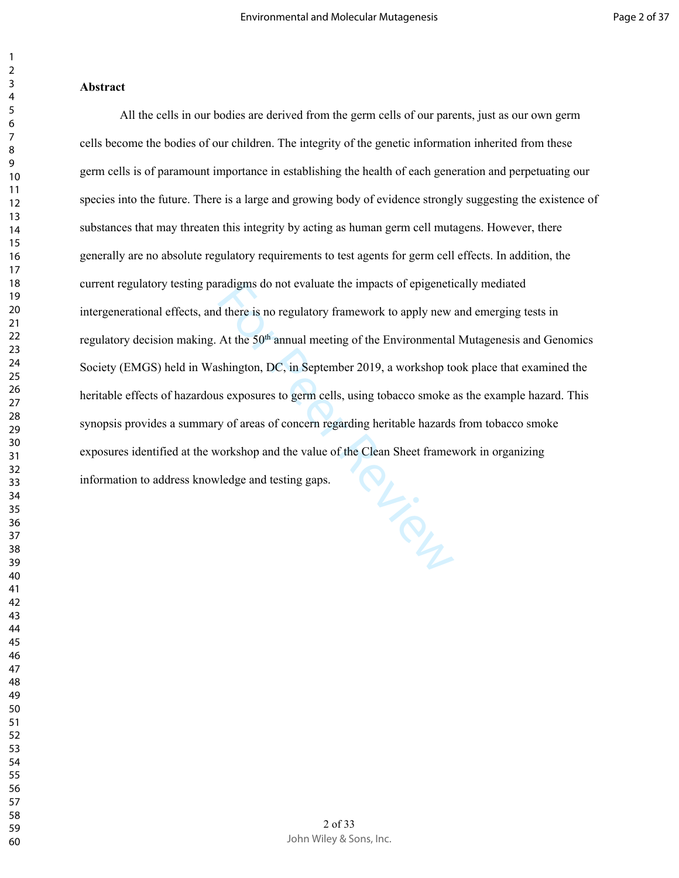**Abstract**

All the cells in our bodies are derived from the germ cells of our parents, just as our own germ cells become the bodies of our children. The integrity of the genetic information inherited from these germ cells is of paramount importance in establishing the health of each generation and perpetuating our species into the future. There is a large and growing body of evidence strongly suggesting the existence of substances that may threaten this integrity by acting as human germ cell mutagens. However, there generally are no absolute regulatory requirements to test agents for germ cell effects. In addition, the current regulatory testing paradigms do not evaluate the impacts of epigenetically mediated intergenerational effects, and there is no regulatory framework to apply new and emerging tests in regulatory decision making. At the 50th annual meeting of the Environmental Mutagenesis and Genomics Society (EMGS) held in Washington, DC, in September 2019, a workshop took place that examined the heritable effects of hazardous exposures to germ cells, using tobacco smoke as the example hazard. This synopsis provides a summary of areas of concern regarding heritable hazards from tobacco smoke exposures identified at the workshop and the value of the Clean Sheet framework in organizing information to address knowledge and testing gaps.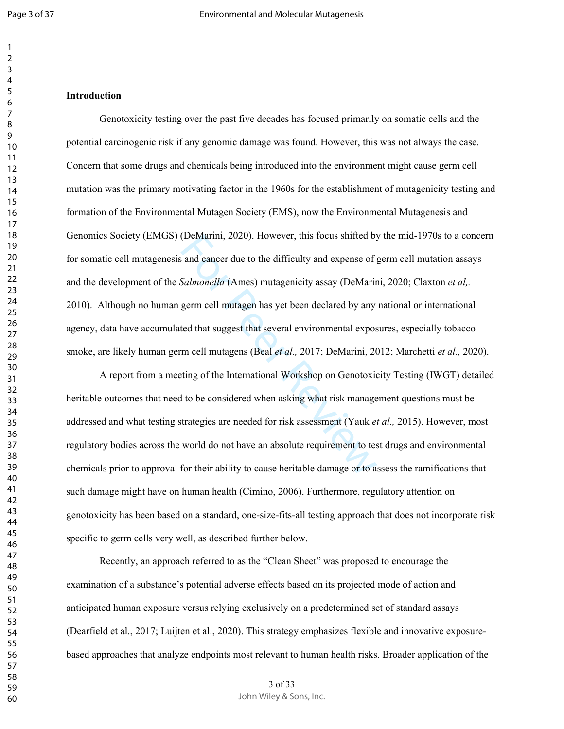## Introduction

Genotoxicity testing over the past five decades has focused primarily on somatic cells and the potential carcinogenic risk if any genomic damage was found. However, this was not always the case. Concern that some drugs and chemicals being introduced into the environment might cause germ cell mutation was the primary motivating factor in the 1960s for the establishment of mutagenicity testing and formation of the Environmental Mutagen Society (EMS), now the Environmental Mutagenesis and Genomics Society (EMGS) (DeMarini, 2020). However, this focus shifted by the mid-1970s to a concern for somatic cell mutagenesis and cancer due to the difficulty and expense of germ cell mutation assays and the development of the *Salmonella* (Ames) mutagenicity assay (DeMarini, 2020; Claxton *et al,.* 2010). Although no human germ cell mutagen has yet been declared by any national or international agency, data have accumulated that suggest that several environmental exposures, especially tobacco smoke, are likely human germ cell mutagens (Beal *et al.,* 2017; DeMarini, 2012; Marchetti *et al.,* 2020).

A report from a meeting of the International Workshop on Genotoxicity Testing (IWGT) detailed heritable outcomes that need to be considered when asking what risk management questions must be addressed and what testing strategies are needed for risk assessment (Yauk *et al.,* 2015). However, most regulatory bodies across the world do not have an absolute requirement to test drugs and environmental chemicals prior to approval for their ability to cause heritable damage or to assess the ramifications that such damage might have on human health (Cimino, 2006). Furthermore, regulatory attention on genotoxicity has been based on a standard, one-size-fits-all testing approach that does not incorporate risk specific to germ cells very well, as described further below.

Recently, an approach referred to as the "Clean Sheet" was proposed to encourage the examination of a substance's potential adverse effects based on its projected mode of action and anticipated human exposure versus relying exclusively on a predetermined set of standard assays (Dearfield et al., 2017; Luijten et al., 2020). This strategy emphasizes flexible and innovative exposure-based approaches that analyze endpoints most relevant to human health risks. Broader application of the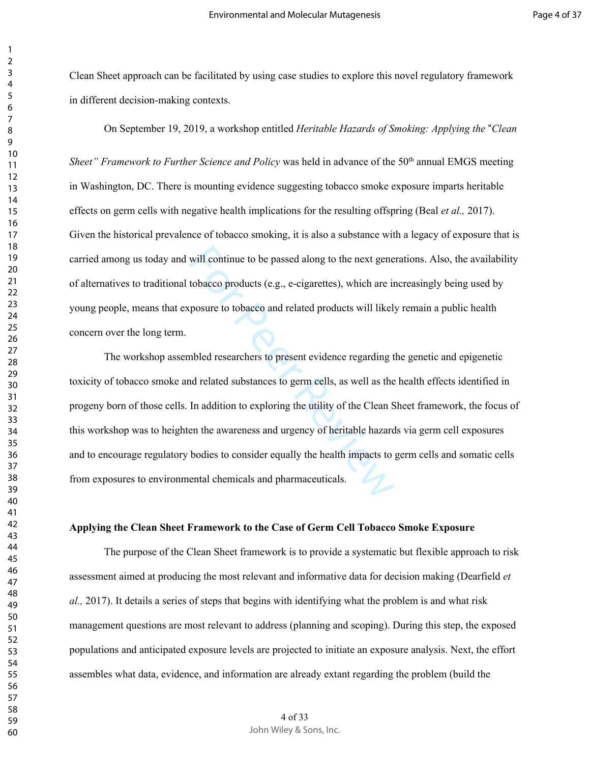Clean Sheet approach can be facilitated by using case studies to explore this novel regulatory framework in different decision-making contexts.

On September 19, 2019, a workshop entitled *Heritable Hazards of Smoking: Applying the "Clean Sheet" Framework to Further Science and Policy* was held in advance of the 50th annual EMGS meeting in Washington, DC. There is mounting evidence suggesting tobacco smoke exposure imparts heritable effects on germ cells with negative health implications for the resulting offspring (Beal *et al.,* 2017). Given the historical prevalence of tobacco smoking, it is also a substance with a legacy of exposure that is carried among us today and will continue to be passed along to the next generations. Also, the availability of alternatives to traditional tobacco products (e.g., e-cigarettes), which are increasingly being used by young people, means that exposure to tobacco and related products will likely remain a public health concern over the long term.

The workshop assembled researchers to present evidence regarding the genetic and epigenetic toxicity of tobacco smoke and related substances to germ cells, as well as the health effects identified in progeny born of those cells. In addition to exploring the utility of the Clean Sheet framework, the focus of this workshop was to heighten the awareness and urgency of heritable hazards via germ cell exposures and to encourage regulatory bodies to consider equally the health impacts to germ cells and somatic cells from exposures to environmental chemicals and pharmaceuticals.

**Applying the Clean Sheet Framework to the Case of Germ Cell Tobacco Smoke Exposure**

The purpose of the Clean Sheet framework is to provide a systematic but flexible approach to risk assessment aimed at producing the most relevant and informative data for decision making (Dearfield *et al.,* 2017). It details a series of steps that begins with identifying what the problem is and what risk management questions are most relevant to address (planning and scoping). During this step, the exposed populations and anticipated exposure levels are projected to initiate an exposure analysis. Next, the effort assembles what data, evidence, and information are already extant regarding the problem (build the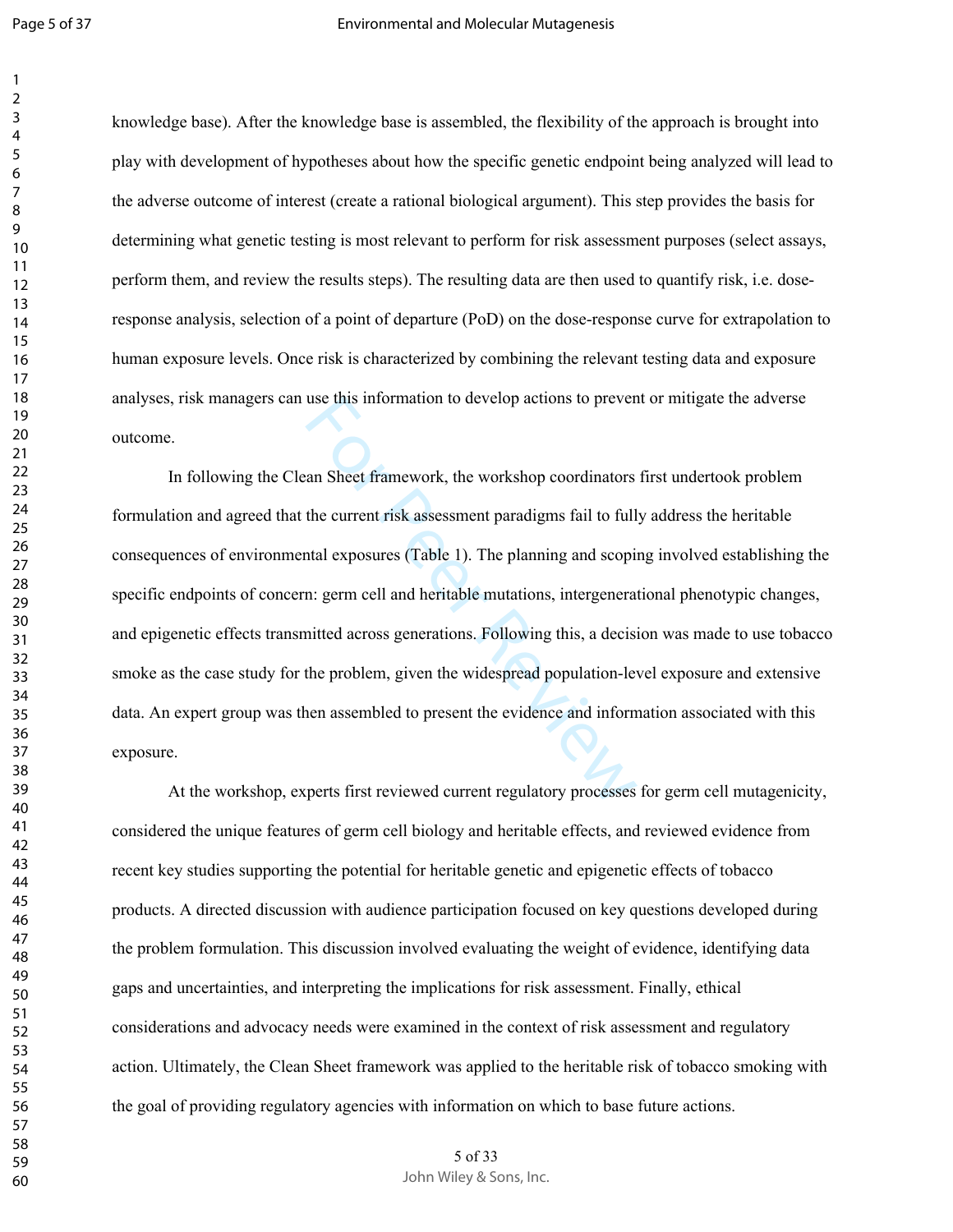knowledge base). After the knowledge base is assembled, the flexibility of the approach is brought into play with development of hypotheses about how the specific genetic endpoint being analyzed will lead to the adverse outcome of interest (create a rational biological argument). This step provides the basis for determining what genetic testing is most relevant to perform for risk assessment purposes (select assays, perform them, and review the results steps). The resulting data are then used to quantify risk, i.e. dose-response analysis, selection of a point of departure (PoD) on the dose-response curve for extrapolation to human exposure levels. Once risk is characterized by combining the relevant testing data and exposure analyses, risk managers can use this information to develop actions to prevent or mitigate the adverse outcome.

In following the Clean Sheet framework, the workshop coordinators first undertook problem formulation and agreed that the current risk assessment paradigms fail to fully address the heritable consequences of environmental exposures (Table 1). The planning and scoping involved establishing the specific endpoints of concern: germ cell and heritable mutations, intergenerational phenotypic changes, and epigenetic effects transmitted across generations. Following this, a decision was made to use tobacco smoke as the case study for the problem, given the widespread population-level exposure and extensive data. An expert group was then assembled to present the evidence and information associated with this exposure.

At the workshop, experts first reviewed current regulatory processes for germ cell mutagenicity, considered the unique features of germ cell biology and heritable effects, and reviewed evidence from recent key studies supporting the potential for heritable genetic and epigenetic effects of tobacco products. A directed discussion with audience participation focused on key questions developed during the problem formulation. This discussion involved evaluating the weight of evidence, identifying data gaps and uncertainties, and interpreting the implications for risk assessment. Finally, ethical considerations and advocacy needs were examined in the context of risk assessment and regulatory action. Ultimately, the Clean Sheet framework was applied to the heritable risk of tobacco smoking with the goal of providing regulatory agencies with information on which to base future actions.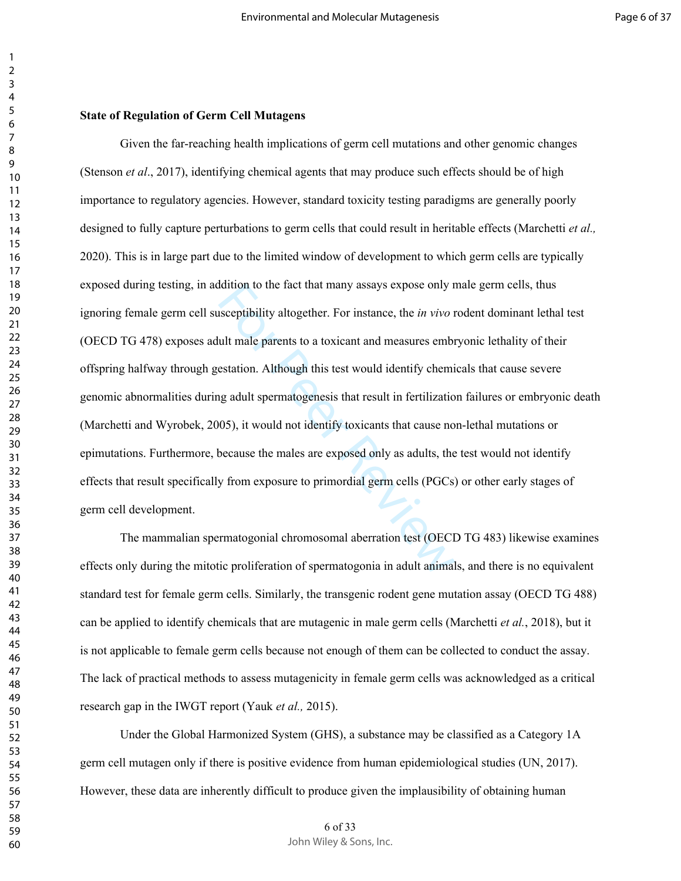**State of Regulation of Germ Cell Mutagens**

Given the far-reaching health implications of germ cell mutations and other genomic changes (Stenson *et al*., 2017), identifying chemical agents that may produce such effects should be of high importance to regulatory agencies. However, standard toxicity testing paradigms are generally poorly designed to fully capture perturbations to germ cells that could result in heritable effects (Marchetti *et al.,* 2020). This is in large part due to the limited window of development to which germ cells are typically exposed during testing, in addition to the fact that many assays expose only male germ cells, thus ignoring female germ cell susceptibility altogether. For instance, the *in vivo* rodent dominant lethal test (OECD TG 478) exposes adult male parents to a toxicant and measures embryonic lethality of their offspring halfway through gestation. Although this test would identify chemicals that cause severe genomic abnormalities during adult spermatogenesis that result in fertilization failures or embryonic death (Marchetti and Wyrobek, 2005), it would not identify toxicants that cause non-lethal mutations or epimutations. Furthermore, because the males are exposed only as adults, the test would not identify effects that result specifically from exposure to primordial germ cells (PGCs) or other early stages of germ cell development.

The mammalian spermatogonial chromosomal aberration test (OECD TG 483) likewise examines effects only during the mitotic proliferation of spermatogonia in adult animals, and there is no equivalent standard test for female germ cells. Similarly, the transgenic rodent gene mutation assay (OECD TG 488) can be applied to identify chemicals that are mutagenic in male germ cells (Marchetti *et al.*, 2018), but it is not applicable to female germ cells because not enough of them can be collected to conduct the assay. The lack of practical methods to assess mutagenicity in female germ cells was acknowledged as a critical research gap in the IWGT report (Yauk *et al.,* 2015).

Under the Global Harmonized System (GHS), a substance may be classified as a Category 1A germ cell mutagen only if there is positive evidence from human epidemiological studies (UN, 2017). However, these data are inherently difficult to produce given the implausibility of obtaining human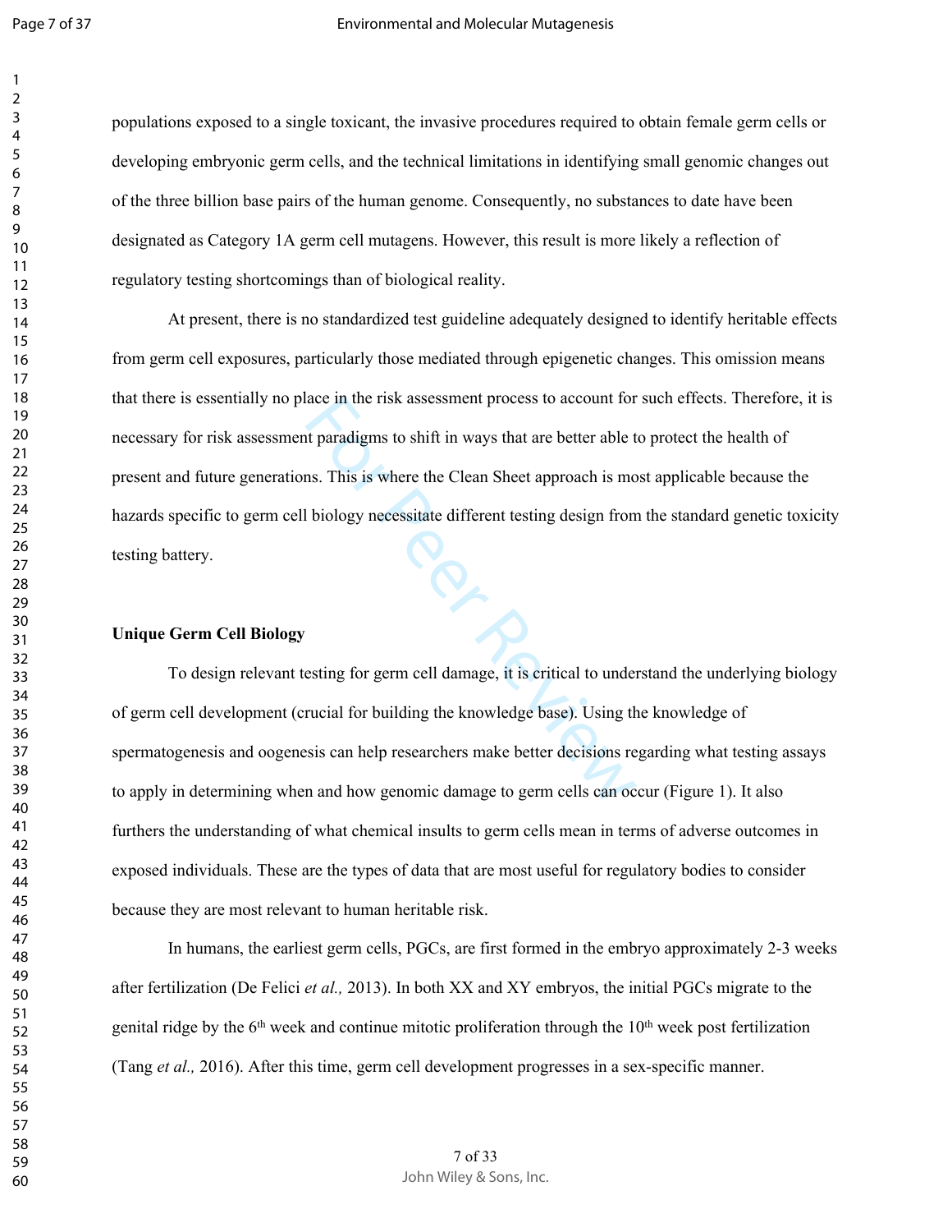populations exposed to a single toxicant, the invasive procedures required to obtain female germ cells or developing embryonic germ cells, and the technical limitations in identifying small genomic changes out of the three billion base pairs of the human genome. Consequently, no substances to date have been designated as Category 1A germ cell mutagens. However, this result is more likely a reflection of regulatory testing shortcomings than of biological reality.

At present, there is no standardized test guideline adequately designed to identify heritable effects from germ cell exposures, particularly those mediated through epigenetic changes. This omission means that there is essentially no place in the risk assessment process to account for such effects. Therefore, it is necessary for risk assessment paradigms to shift in ways that are better able to protect the health of present and future generations. This is where the Clean Sheet approach is most applicable because the hazards specific to germ cell biology necessitate different testing design from the standard genetic toxicity testing battery.

**Unique Germ Cell Biology**

To design relevant testing for germ cell damage, it is critical to understand the underlying biology of germ cell development (crucial for building the knowledge base). Using the knowledge of spermatogenesis and oogenesis can help researchers make better decisions regarding what testing assays to apply in determining when and how genomic damage to germ cells can occur (Figure 1). It also furthers the understanding of what chemical insults to germ cells mean in terms of adverse outcomes in exposed individuals. These are the types of data that are most useful for regulatory bodies to consider because they are most relevant to human heritable risk.

In humans, the earliest germ cells, PGCs, are first formed in the embryo approximately 2-3 weeks after fertilization (De Felici *et al.,* 2013). In both XX and XY embryos, the initial PGCs migrate to the genital ridge by the 6$^{th}$ week and continue mitotic proliferation through the 10$^{th}$ week post fertilization (Tang *et al.,* 2016). After this time, germ cell development progresses in a sex-specific manner.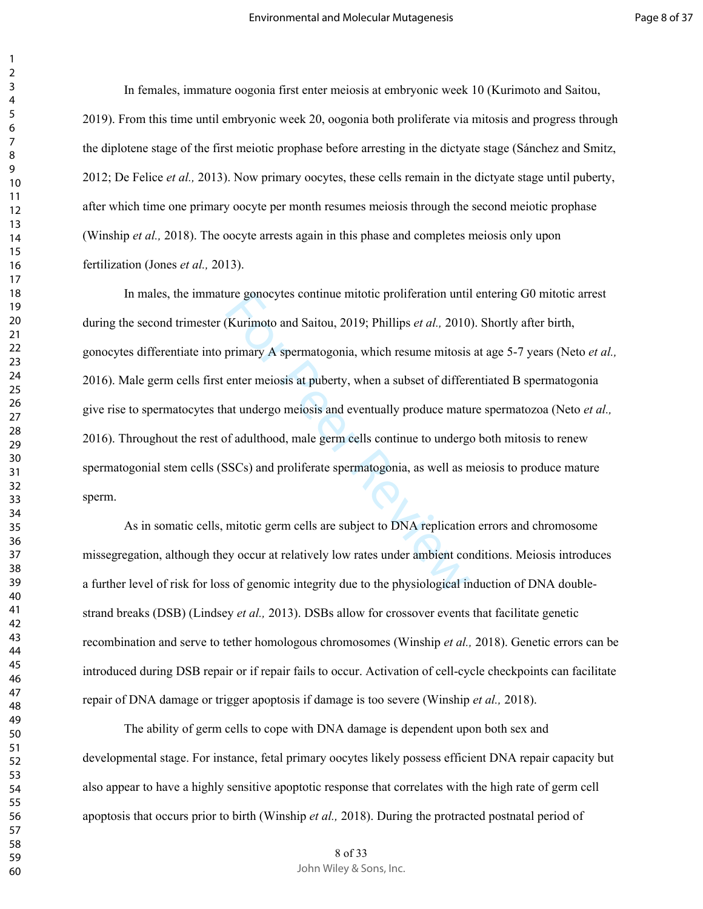In females, immature oogonia first enter meiosis at embryonic week 10 (Kurimoto and Saitou, 2019). From this time until embryonic week 20, oogonia both proliferate via mitosis and progress through the diplotene stage of the first meiotic prophase before arresting in the dictyate stage (Sánchez and Smitz, 2012; De Felice *et al.,* 2013). Now primary oocytes, these cells remain in the dictyate stage until puberty, after which time one primary oocyte per month resumes meiosis through the second meiotic prophase (Winship *et al.,* 2018). The oocyte arrests again in this phase and completes meiosis only upon fertilization (Jones *et al.,* 2013).

In males, the immature gonocytes continue mitotic proliferation until entering G0 mitotic arrest during the second trimester (Kurimoto and Saitou, 2019; Phillips *et al.,* 2010). Shortly after birth, gonocytes differentiate into primary A spermatogonia, which resume mitosis at age 5-7 years (Neto *et al.,* 2016). Male germ cells first enter meiosis at puberty, when a subset of differentiated B spermatogonia give rise to spermatocytes that undergo meiosis and eventually produce mature spermatozoa (Neto *et al.,* 2016). Throughout the rest of adulthood, male germ cells continue to undergo both mitosis to renew spermatogonial stem cells (SSCs) and proliferate spermatogonia, as well as meiosis to produce mature sperm.

As in somatic cells, mitotic germ cells are subject to DNA replication errors and chromosome missegregation, although they occur at relatively low rates under ambient conditions. Meiosis introduces a further level of risk for loss of genomic integrity due to the physiological induction of DNA double-strand breaks (DSB) (Lindsey *et al.,* 2013). DSBs allow for crossover events that facilitate genetic recombination and serve to tether homologous chromosomes (Winship *et al.,* 2018). Genetic errors can be introduced during DSB repair or if repair fails to occur. Activation of cell-cycle checkpoints can facilitate repair of DNA damage or trigger apoptosis if damage is too severe (Winship *et al.,* 2018).

The ability of germ cells to cope with DNA damage is dependent upon both sex and developmental stage. For instance, fetal primary oocytes likely possess efficient DNA repair capacity but also appear to have a highly sensitive apoptotic response that correlates with the high rate of germ cell apoptosis that occurs prior to birth (Winship *et al.,* 2018). During the protracted postnatal period of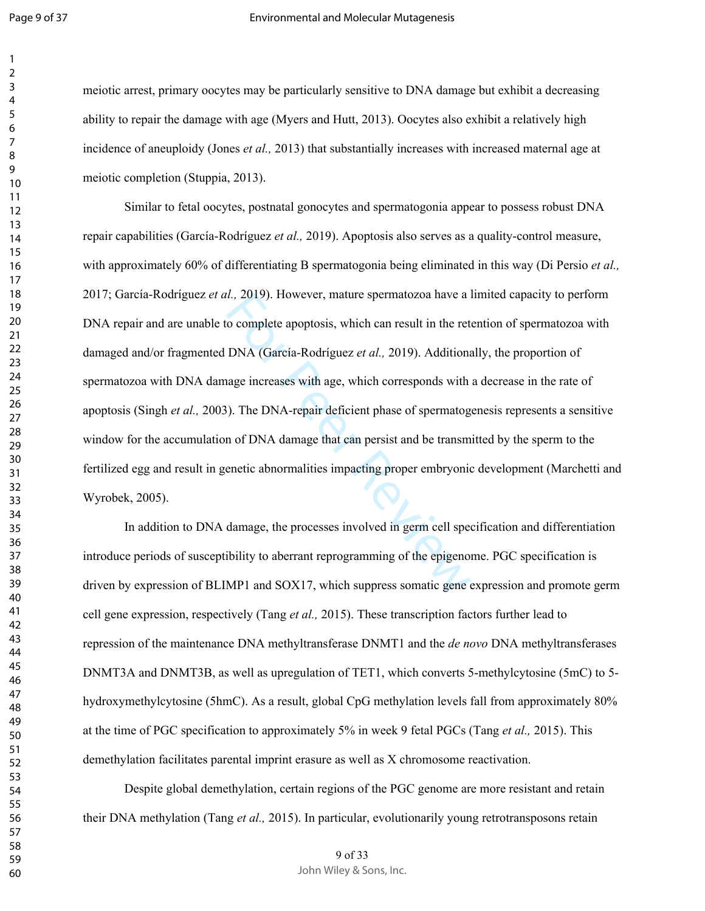meiotic arrest, primary oocytes may be particularly sensitive to DNA damage but exhibit a decreasing ability to repair the damage with age (Myers and Hutt, 2013). Oocytes also exhibit a relatively high incidence of aneuploidy (Jones *et al.,* 2013) that substantially increases with increased maternal age at meiotic completion (Stuppia, 2013).

Similar to fetal oocytes, postnatal gonocytes and spermatogonia appear to possess robust DNA repair capabilities (García-Rodríguez *et al.,* 2019). Apoptosis also serves as a quality-control measure, with approximately 60% of differentiating B spermatogonia being eliminated in this way (Di Persio *et al.,* 2017; García-Rodríguez *et al.,* 2019). However, mature spermatozoa have a limited capacity to perform DNA repair and are unable to complete apoptosis, which can result in the retention of spermatozoa with damaged and/or fragmented DNA (García-Rodríguez *et al.,* 2019). Additionally, the proportion of spermatozoa with DNA damage increases with age, which corresponds with a decrease in the rate of apoptosis (Singh *et al.,* 2003). The DNA-repair deficient phase of spermatogenesis represents a sensitive window for the accumulation of DNA damage that can persist and be transmitted by the sperm to the fertilized egg and result in genetic abnormalities impacting proper embryonic development (Marchetti and Wyrobek, 2005).

In addition to DNA damage, the processes involved in germ cell specification and differentiation introduce periods of susceptibility to aberrant reprogramming of the epigenome. PGC specification is driven by expression of BLIMP1 and SOX17, which suppress somatic gene expression and promote germ cell gene expression, respectively (Tang *et al.,* 2015). These transcription factors further lead to repression of the maintenance DNA methyltransferase DNMT1 and the *de novo* DNA methyltransferases DNMT3A and DNMT3B, as well as upregulation of TET1, which converts 5-methylcytosine (5mC) to 5-hydroxymethylcytosine (5hmC). As a result, global CpG methylation levels fall from approximately 80% at the time of PGC specification to approximately 5% in week 9 fetal PGCs (Tang *et al.,* 2015). This demethylation facilitates parental imprint erasure as well as X chromosome reactivation.

Despite global demethylation, certain regions of the PGC genome are more resistant and retain their DNA methylation (Tang *et al.,* 2015). In particular, evolutionarily young retrotransposons retain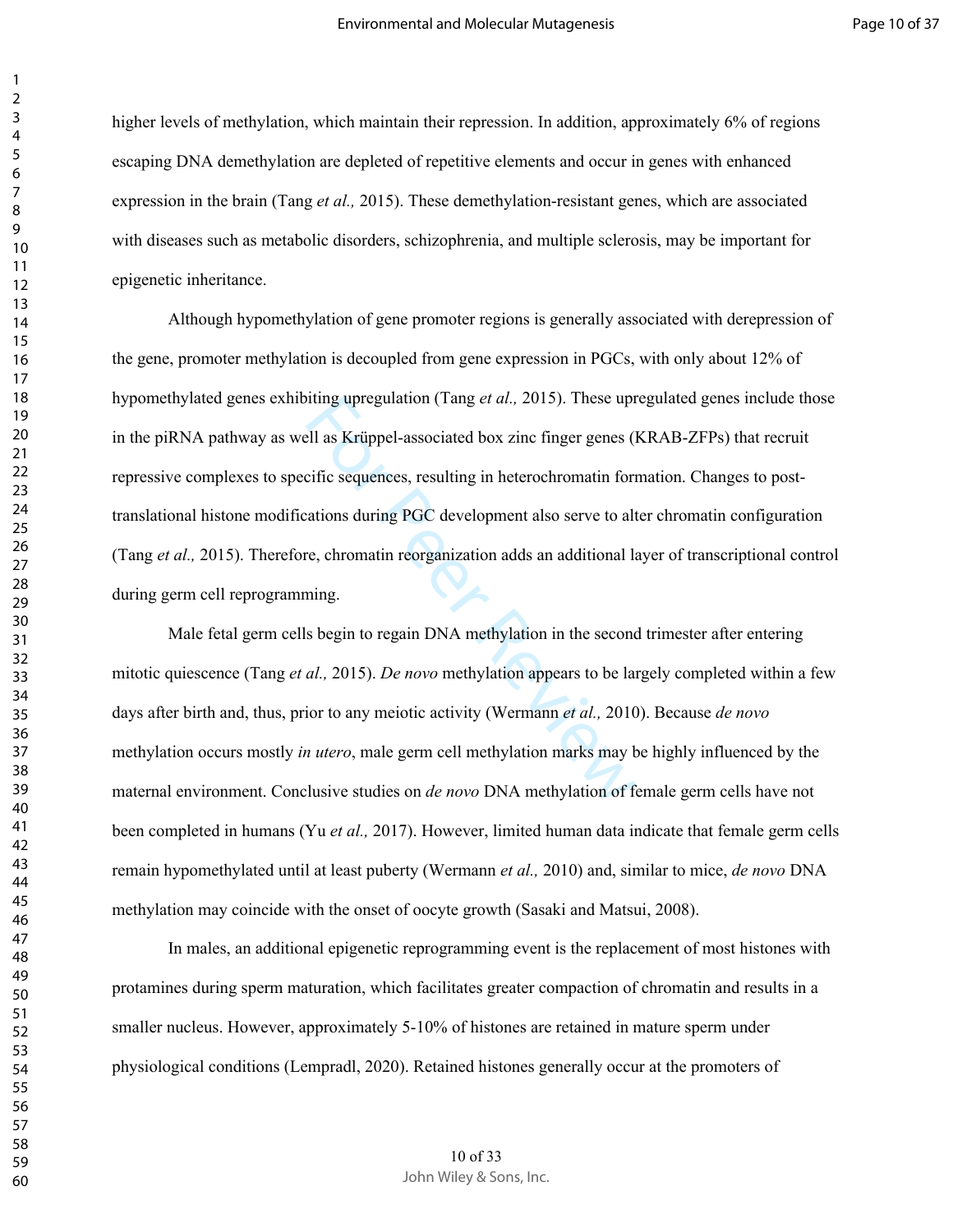higher levels of methylation, which maintain their repression. In addition, approximately 6% of regions escaping DNA demethylation are depleted of repetitive elements and occur in genes with enhanced expression in the brain (Tang *et al.,* 2015). These demethylation-resistant genes, which are associated with diseases such as metabolic disorders, schizophrenia, and multiple sclerosis, may be important for epigenetic inheritance.

Although hypomethylation of gene promoter regions is generally associated with derepression of the gene, promoter methylation is decoupled from gene expression in PGCs, with only about 12% of hypomethylated genes exhibiting upregulation (Tang *et al.,* 2015). These upregulated genes include those in the piRNA pathway as well as Krüppel-associated box zinc finger genes (KRAB-ZFPs) that recruit repressive complexes to specific sequences, resulting in heterochromatin formation. Changes to post-translational histone modifications during PGC development also serve to alter chromatin configuration (Tang *et al.,* 2015). Therefore, chromatin reorganization adds an additional layer of transcriptional control during germ cell reprogramming.

Male fetal germ cells begin to regain DNA methylation in the second trimester after entering mitotic quiescence (Tang *et al.,* 2015). *De novo* methylation appears to be largely completed within a few days after birth and, thus, prior to any meiotic activity (Wermann *et al.,* 2010). Because *de novo* methylation occurs mostly *in utero*, male germ cell methylation marks may be highly influenced by the maternal environment. Conclusive studies on *de novo* DNA methylation of female germ cells have not been completed in humans (Yu *et al.,* 2017). However, limited human data indicate that female germ cells remain hypomethylated until at least puberty (Wermann *et al.,* 2010) and, similar to mice, *de novo* DNA methylation may coincide with the onset of oocyte growth (Sasaki and Matsui, 2008).

In males, an additional epigenetic reprogramming event is the replacement of most histones with protamines during sperm maturation, which facilitates greater compaction of chromatin and results in a smaller nucleus. However, approximately 5-10% of histones are retained in mature sperm under physiological conditions (Lempradl, 2020). Retained histones generally occur at the promoters of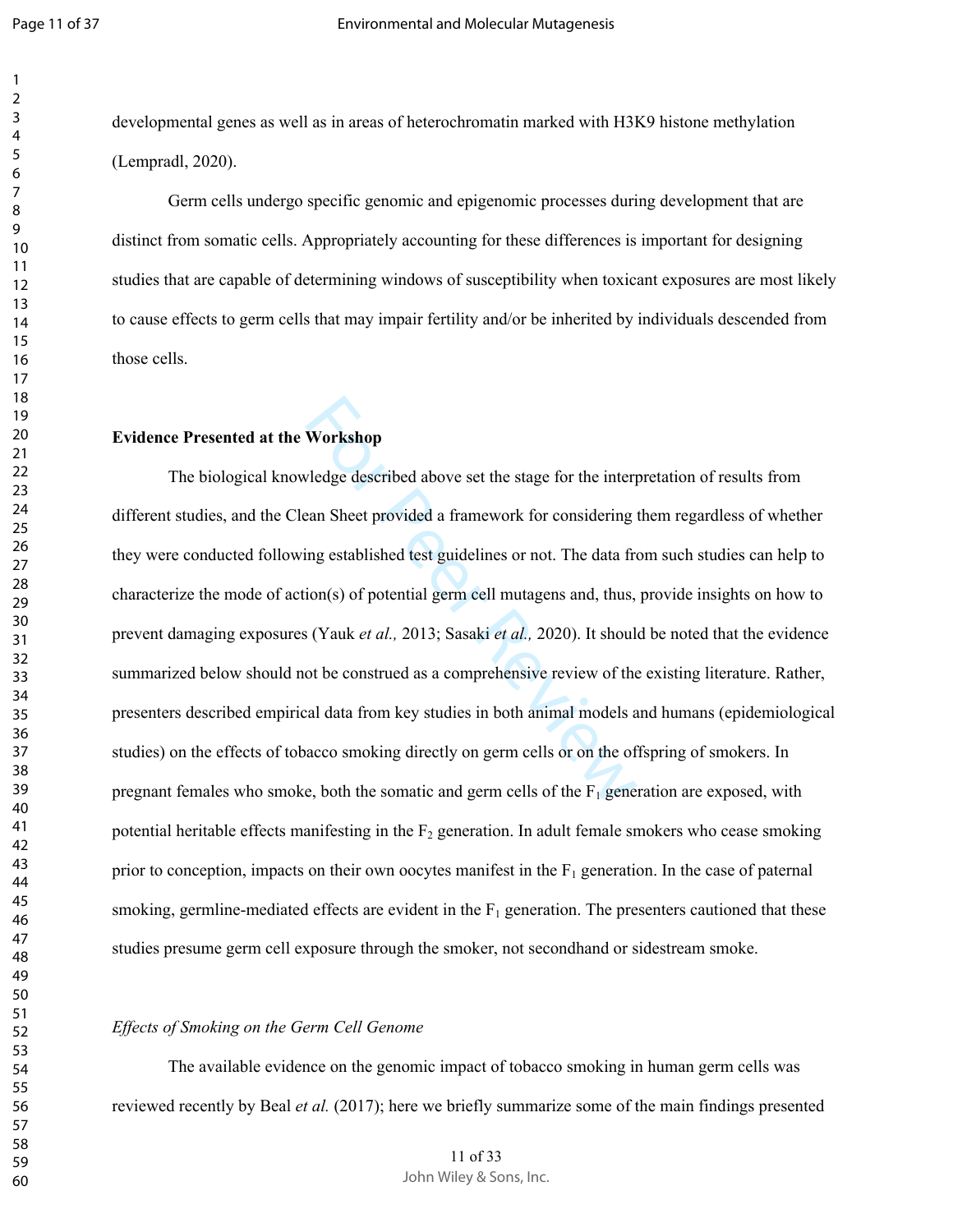developmental genes as well as in areas of heterochromatin marked with H3K9 histone methylation (Lempradl, 2020).

Germ cells undergo specific genomic and epigenomic processes during development that are distinct from somatic cells. Appropriately accounting for these differences is important for designing studies that are capable of determining windows of susceptibility when toxicant exposures are most likely to cause effects to germ cells that may impair fertility and/or be inherited by individuals descended from those cells.

**Evidence Presented at the Workshop**

The biological knowledge described above set the stage for the interpretation of results from different studies, and the Clean Sheet provided a framework for considering them regardless of whether they were conducted following established test guidelines or not. The data from such studies can help to characterize the mode of action(s) of potential germ cell mutagens and, thus, provide insights on how to prevent damaging exposures (Yauk *et al.,* 2013; Sasaki *et al.,* 2020). It should be noted that the evidence summarized below should not be construed as a comprehensive review of the existing literature. Rather, presenters described empirical data from key studies in both animal models and humans (epidemiological studies) on the effects of tobacco smoking directly on germ cells or on the offspring of smokers. In pregnant females who smoke, both the somatic and germ cells of the $F_1$ generation are exposed, with potential heritable effects manifesting in the $F_2$ generation. In adult female smokers who cease smoking prior to conception, impacts on their own oocytes manifest in the $F_1$ generation. In the case of paternal smoking, germline-mediated effects are evident in the $F_1$ generation. The presenters cautioned that these studies presume germ cell exposure through the smoker, not secondhand or sidestream smoke.

*Effects of Smoking on the Germ Cell Genome*

The available evidence on the genomic impact of tobacco smoking in human germ cells was reviewed recently by Beal *et al.* (2017); here we briefly summarize some of the main findings presented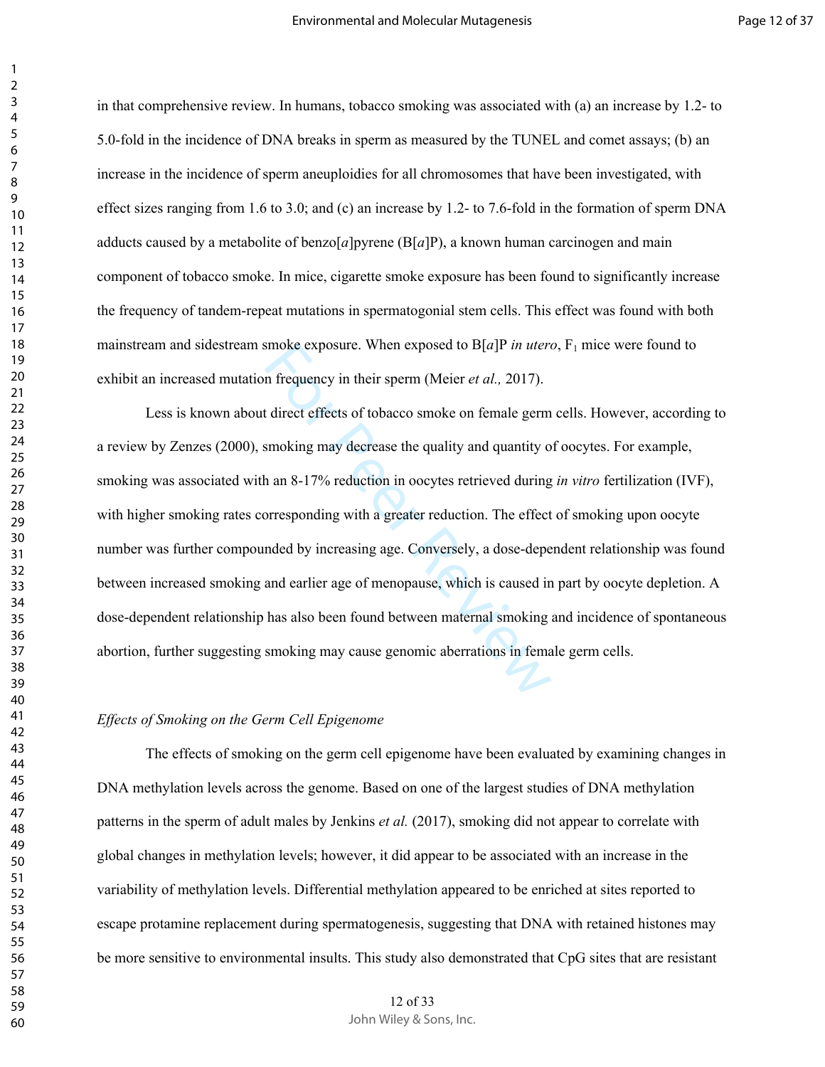in that comprehensive review. In humans, tobacco smoking was associated with (a) an increase by 1.2- to 5.0-fold in the incidence of DNA breaks in sperm as measured by the TUNEL and comet assays; (b) an increase in the incidence of sperm aneuploidies for all chromosomes that have been investigated, with effect sizes ranging from 1.6 to 3.0; and (c) an increase by 1.2- to 7.6-fold in the formation of sperm DNA adducts caused by a metabolite of benzo[*a*]pyrene (B[*a*]P), a known human carcinogen and main component of tobacco smoke. In mice, cigarette smoke exposure has been found to significantly increase the frequency of tandem-repeat mutations in spermatogonial stem cells. This effect was found with both mainstream and sidestream smoke exposure. When exposed to B[*a*]P *in utero*, $F_1$ mice were found to exhibit an increased mutation frequency in their sperm (Meier *et al.,* 2017).

Less is known about direct effects of tobacco smoke on female germ cells. However, according to a review by Zenzes (2000), smoking may decrease the quality and quantity of oocytes. For example, smoking was associated with an 8-17% reduction in oocytes retrieved during *in vitro* fertilization (IVF), with higher smoking rates corresponding with a greater reduction. The effect of smoking upon oocyte number was further compounded by increasing age. Conversely, a dose-dependent relationship was found between increased smoking and earlier age of menopause, which is caused in part by oocyte depletion. A dose-dependent relationship has also been found between maternal smoking and incidence of spontaneous abortion, further suggesting smoking may cause genomic aberrations in female germ cells.

*Effects of Smoking on the Germ Cell Epigenome*

The effects of smoking on the germ cell epigenome have been evaluated by examining changes in DNA methylation levels across the genome. Based on one of the largest studies of DNA methylation patterns in the sperm of adult males by Jenkins *et al.* (2017), smoking did not appear to correlate with global changes in methylation levels; however, it did appear to be associated with an increase in the variability of methylation levels. Differential methylation appeared to be enriched at sites reported to escape protamine replacement during spermatogenesis, suggesting that DNA with retained histones may be more sensitive to environmental insults. This study also demonstrated that CpG sites that are resistant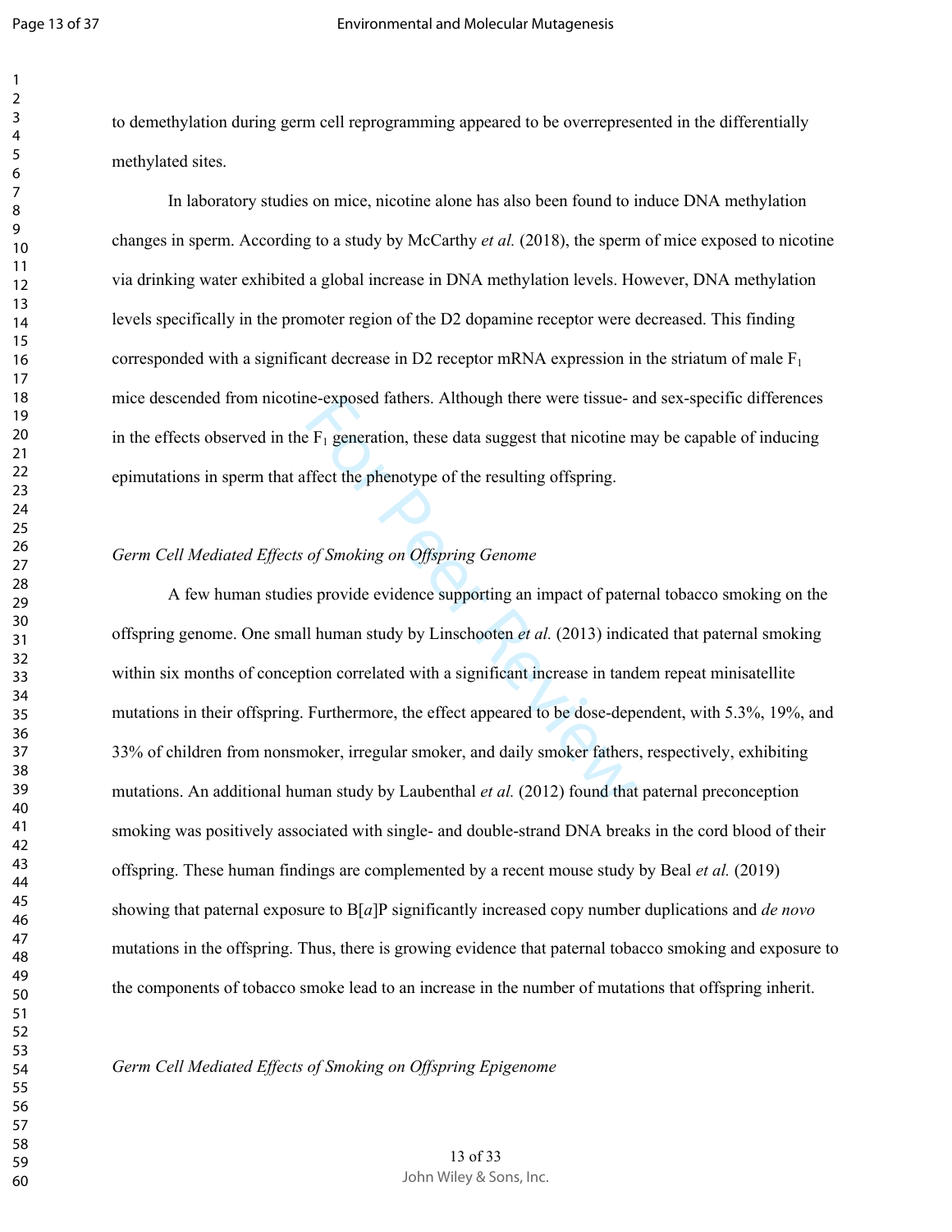to demethylation during germ cell reprogramming appeared to be overrepresented in the differentially methylated sites.

In laboratory studies on mice, nicotine alone has also been found to induce DNA methylation changes in sperm. According to a study by McCarthy *et al.* (2018), the sperm of mice exposed to nicotine via drinking water exhibited a global increase in DNA methylation levels. However, DNA methylation levels specifically in the promoter region of the D2 dopamine receptor were decreased. This finding corresponded with a significant decrease in D2 receptor mRNA expression in the striatum of male $F_1$ mice descended from nicotine-exposed fathers. Although there were tissue- and sex-specific differences in the effects observed in the $F_1$ generation, these data suggest that nicotine may be capable of inducing epimutations in sperm that affect the phenotype of the resulting offspring.

*Germ Cell Mediated Effects of Smoking on Offspring Genome*

A few human studies provide evidence supporting an impact of paternal tobacco smoking on the offspring genome. One small human study by Linschooten *et al.* (2013) indicated that paternal smoking within six months of conception correlated with a significant increase in tandem repeat minisatellite mutations in their offspring. Furthermore, the effect appeared to be dose-dependent, with 5.3%, 19%, and 33% of children from nonsmoker, irregular smoker, and daily smoker fathers, respectively, exhibiting mutations. An additional human study by Laubenthal *et al.* (2012) found that paternal preconception smoking was positively associated with single- and double-strand DNA breaks in the cord blood of their offspring. These human findings are complemented by a recent mouse study by Beal *et al.* (2019) showing that paternal exposure to B[*a*]P significantly increased copy number duplications and *de novo* mutations in the offspring. Thus, there is growing evidence that paternal tobacco smoking and exposure to the components of tobacco smoke lead to an increase in the number of mutations that offspring inherit.

*Germ Cell Mediated Effects of Smoking on Offspring Epigenome*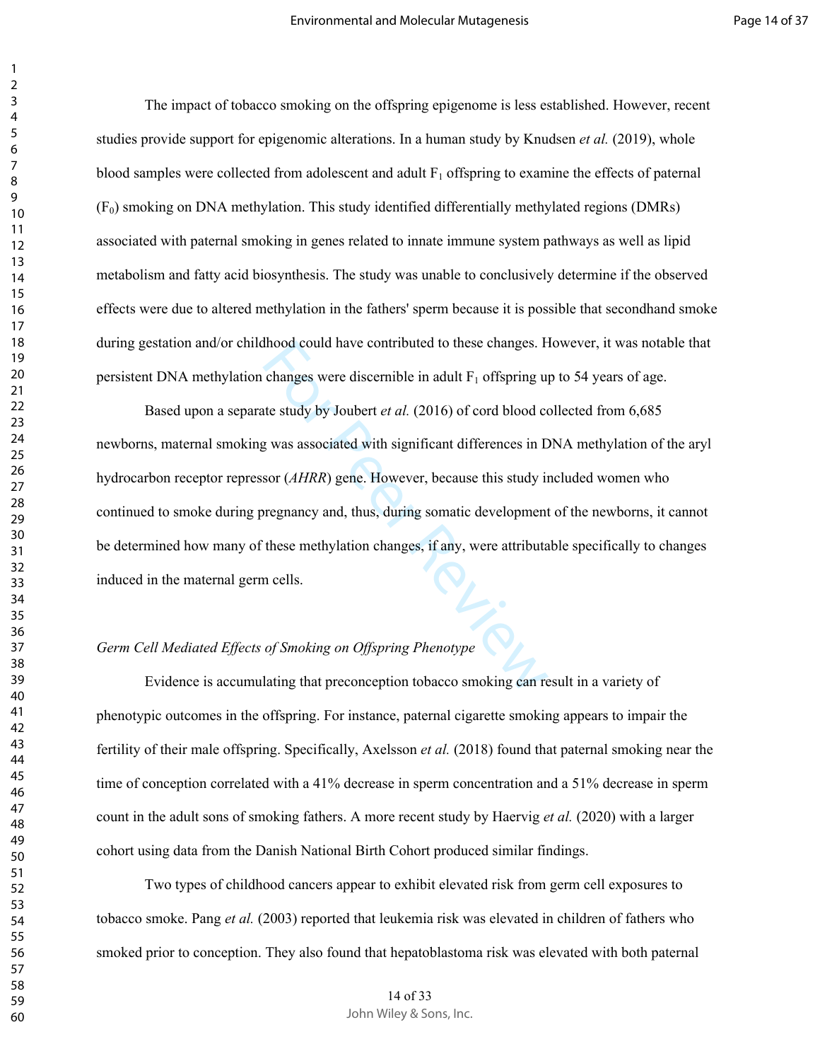The impact of tobacco smoking on the offspring epigenome is less established. However, recent studies provide support for epigenomic alterations. In a human study by Knudsen *et al.* (2019), whole blood samples were collected from adolescent and adult $F_1$ offspring to examine the effects of paternal ($F_0$) smoking on DNA methylation. This study identified differentially methylated regions (DMRs) associated with paternal smoking in genes related to innate immune system pathways as well as lipid metabolism and fatty acid biosynthesis. The study was unable to conclusively determine if the observed effects were due to altered methylation in the fathers' sperm because it is possible that secondhand smoke during gestation and/or childhood could have contributed to these changes. However, it was notable that persistent DNA methylation changes were discernible in adult $F_1$ offspring up to 54 years of age.

Based upon a separate study by Joubert *et al.* (2016) of cord blood collected from 6,685 newborns, maternal smoking was associated with significant differences in DNA methylation of the aryl hydrocarbon receptor repressor (*AHRR*) gene. However, because this study included women who continued to smoke during pregnancy and, thus, during somatic development of the newborns, it cannot be determined how many of these methylation changes, if any, were attributable specifically to changes induced in the maternal germ cells.

*Germ Cell Mediated Effects of Smoking on Offspring Phenotype*

Evidence is accumulating that preconception tobacco smoking can result in a variety of phenotypic outcomes in the offspring. For instance, paternal cigarette smoking appears to impair the fertility of their male offspring. Specifically, Axelsson *et al.* (2018) found that paternal smoking near the time of conception correlated with a 41% decrease in sperm concentration and a 51% decrease in sperm count in the adult sons of smoking fathers. A more recent study by Haervig *et al.* (2020) with a larger cohort using data from the Danish National Birth Cohort produced similar findings.

Two types of childhood cancers appear to exhibit elevated risk from germ cell exposures to tobacco smoke. Pang *et al.* (2003) reported that leukemia risk was elevated in children of fathers who smoked prior to conception. They also found that hepatoblastoma risk was elevated with both paternal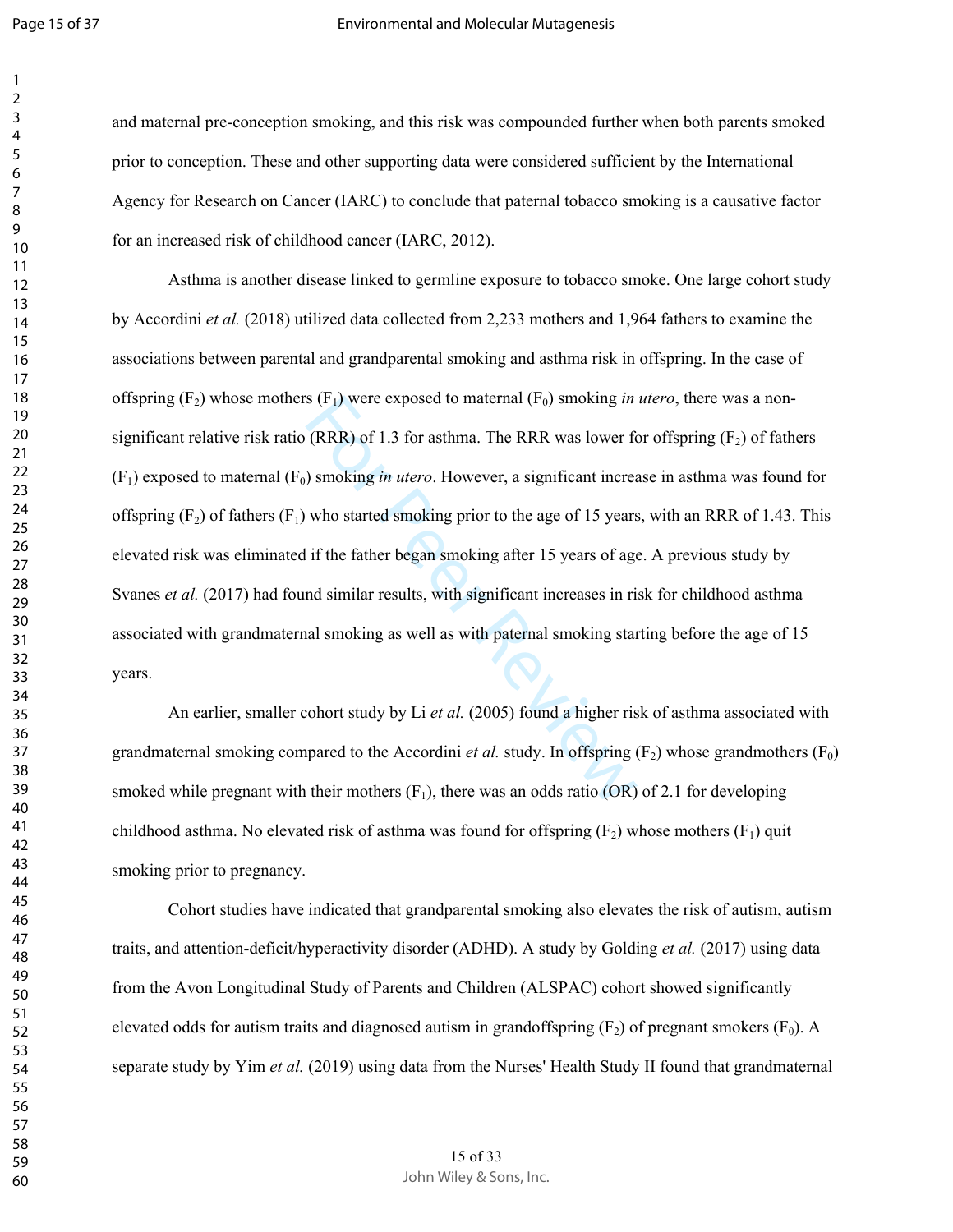and maternal pre-conception smoking, and this risk was compounded further when both parents smoked prior to conception. These and other supporting data were considered sufficient by the International Agency for Research on Cancer (IARC) to conclude that paternal tobacco smoking is a causative factor for an increased risk of childhood cancer (IARC, 2012).

Asthma is another disease linked to germline exposure to tobacco smoke. One large cohort study by Accordini *et al.* (2018) utilized data collected from 2,233 mothers and 1,964 fathers to examine the associations between parental and grandparental smoking and asthma risk in offspring. In the case of offspring ($F_2$) whose mothers ($F_1$) were exposed to maternal ($F_0$) smoking *in utero*, there was a non-significant relative risk ratio (RRR) of 1.3 for asthma. The RRR was lower for offspring ($F_2$) of fathers ($F_1$) exposed to maternal ($F_0$) smoking *in utero*. However, a significant increase in asthma was found for offspring ($F_2$) of fathers ($F_1$) who started smoking prior to the age of 15 years, with an RRR of 1.43. This elevated risk was eliminated if the father began smoking after 15 years of age. A previous study by Svanes *et al.* (2017) had found similar results, with significant increases in risk for childhood asthma associated with grandmaternal smoking as well as with paternal smoking starting before the age of 15 years.

An earlier, smaller cohort study by Li *et al.* (2005) found a higher risk of asthma associated with grandmaternal smoking compared to the Accordini *et al.* study. In offspring ($F_2$) whose grandmothers ($F_0$) smoked while pregnant with their mothers ($F_1$), there was an odds ratio (OR) of 2.1 for developing childhood asthma. No elevated risk of asthma was found for offspring ($F_2$) whose mothers ($F_1$) quit smoking prior to pregnancy.

Cohort studies have indicated that grandparental smoking also elevates the risk of autism, autism traits, and attention-deficit/hyperactivity disorder (ADHD). A study by Golding *et al.* (2017) using data from the Avon Longitudinal Study of Parents and Children (ALSPAC) cohort showed significantly elevated odds for autism traits and diagnosed autism in grandoffspring ($F_2$) of pregnant smokers ($F_0$). A separate study by Yim *et al.* (2019) using data from the Nurses' Health Study II found that grandmaternal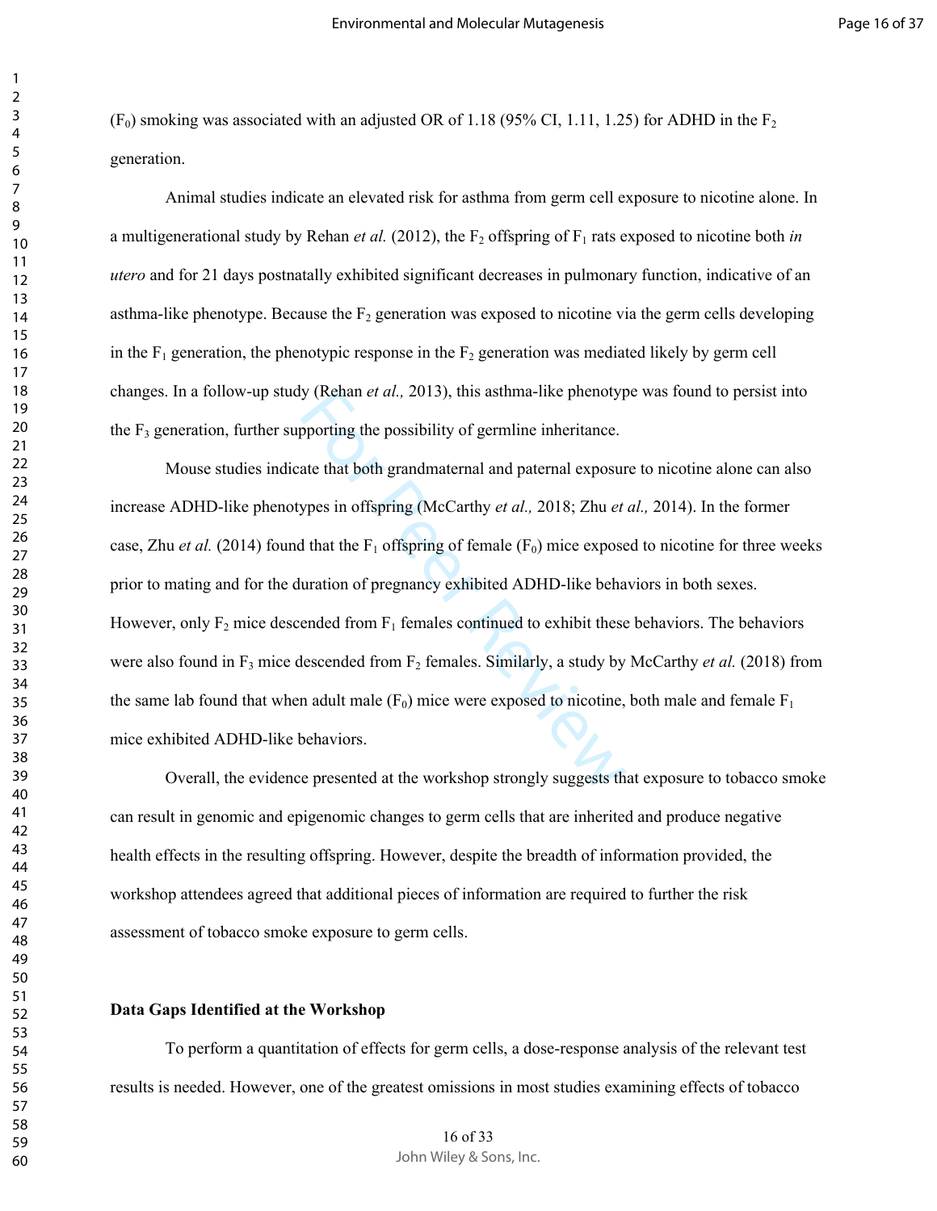($F_0$) smoking was associated with an adjusted OR of 1.18 (95% CI, 1.11, 1.25) for ADHD in the $F_2$ generation.

Animal studies indicate an elevated risk for asthma from germ cell exposure to nicotine alone. In a multigenerational study by Rehan *et al.* (2012), the $F_2$ offspring of $F_1$ rats exposed to nicotine both *in utero* and for 21 days postnatally exhibited significant decreases in pulmonary function, indicative of an asthma-like phenotype. Because the $F_2$ generation was exposed to nicotine via the germ cells developing in the $F_1$ generation, the phenotypic response in the $F_2$ generation was mediated likely by germ cell changes. In a follow-up study (Rehan *et al.,* 2013), this asthma-like phenotype was found to persist into the $F_3$ generation, further supporting the possibility of germline inheritance.

Mouse studies indicate that both grandmaternal and paternal exposure to nicotine alone can also increase ADHD-like phenotypes in offspring (McCarthy *et al.,* 2018; Zhu *et al.,* 2014). In the former case, Zhu *et al.* (2014) found that the $F_1$ offspring of female ($F_0$) mice exposed to nicotine for three weeks prior to mating and for the duration of pregnancy exhibited ADHD-like behaviors in both sexes. However, only $F_2$ mice descended from $F_1$ females continued to exhibit these behaviors. The behaviors were also found in $F_3$ mice descended from $F_2$ females. Similarly, a study by McCarthy *et al.* (2018) from the same lab found that when adult male ($F_0$) mice were exposed to nicotine, both male and female $F_1$ mice exhibited ADHD-like behaviors.

Overall, the evidence presented at the workshop strongly suggests that exposure to tobacco smoke can result in genomic and epigenomic changes to germ cells that are inherited and produce negative health effects in the resulting offspring. However, despite the breadth of information provided, the workshop attendees agreed that additional pieces of information are required to further the risk assessment of tobacco smoke exposure to germ cells.

**Data Gaps Identified at the Workshop**

To perform a quantitation of effects for germ cells, a dose-response analysis of the relevant test results is needed. However, one of the greatest omissions in most studies examining effects of tobacco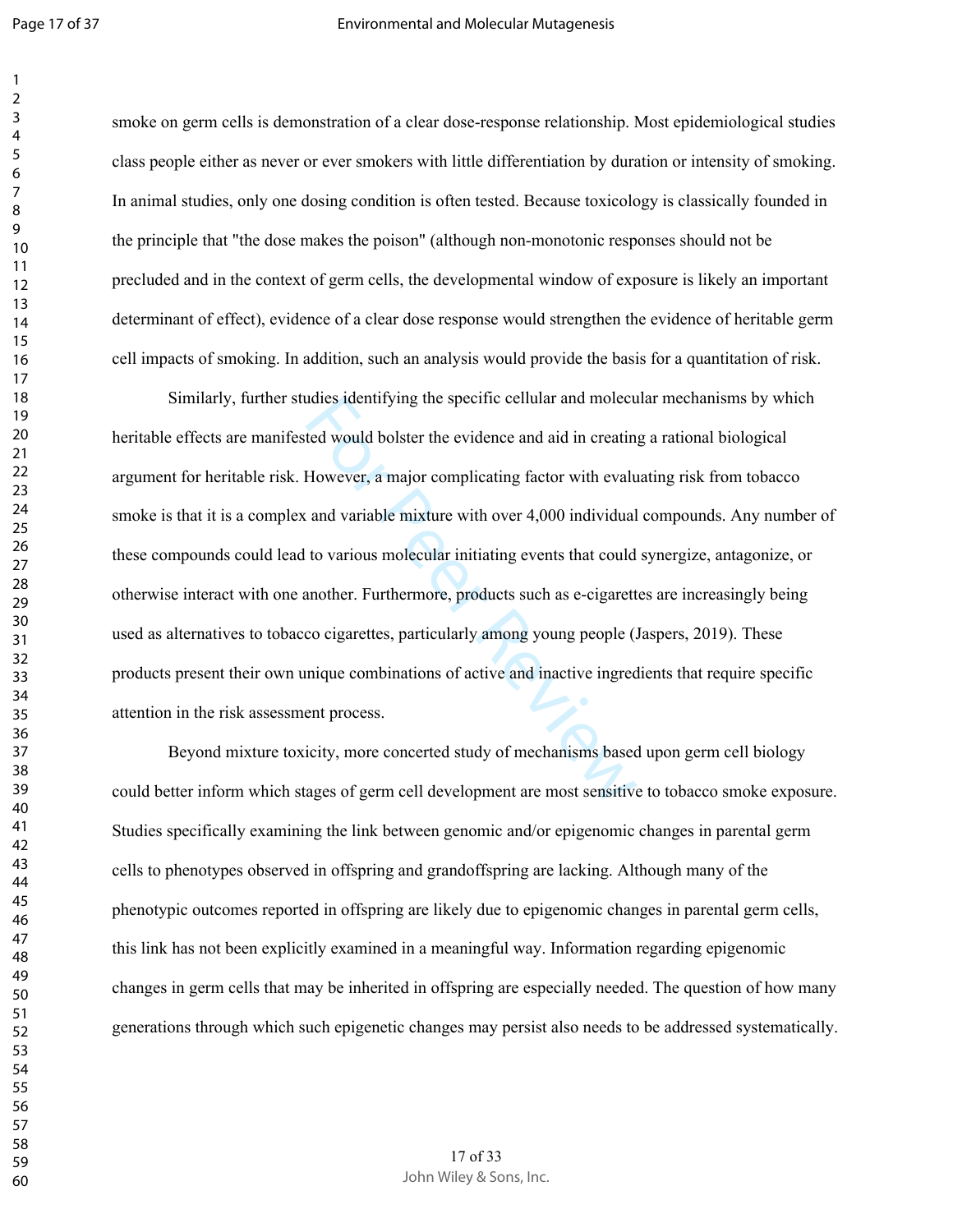smoke on germ cells is demonstration of a clear dose-response relationship. Most epidemiological studies class people either as never or ever smokers with little differentiation by duration or intensity of smoking. In animal studies, only one dosing condition is often tested. Because toxicology is classically founded in the principle that "the dose makes the poison" (although non-monotonic responses should not be precluded and in the context of germ cells, the developmental window of exposure is likely an important determinant of effect), evidence of a clear dose response would strengthen the evidence of heritable germ cell impacts of smoking. In addition, such an analysis would provide the basis for a quantitation of risk.

Similarly, further studies identifying the specific cellular and molecular mechanisms by which heritable effects are manifested would bolster the evidence and aid in creating a rational biological argument for heritable risk. However, a major complicating factor with evaluating risk from tobacco smoke is that it is a complex and variable mixture with over 4,000 individual compounds. Any number of these compounds could lead to various molecular initiating events that could synergize, antagonize, or otherwise interact with one another. Furthermore, products such as e-cigarettes are increasingly being used as alternatives to tobacco cigarettes, particularly among young people (Jaspers, 2019). These products present their own unique combinations of active and inactive ingredients that require specific attention in the risk assessment process.

Beyond mixture toxicity, more concerted study of mechanisms based upon germ cell biology could better inform which stages of germ cell development are most sensitive to tobacco smoke exposure. Studies specifically examining the link between genomic and/or epigenomic changes in parental germ cells to phenotypes observed in offspring and grandoffspring are lacking. Although many of the phenotypic outcomes reported in offspring are likely due to epigenomic changes in parental germ cells, this link has not been explicitly examined in a meaningful way. Information regarding epigenomic changes in germ cells that may be inherited in offspring are especially needed. The question of how many generations through which such epigenetic changes may persist also needs to be addressed systematically.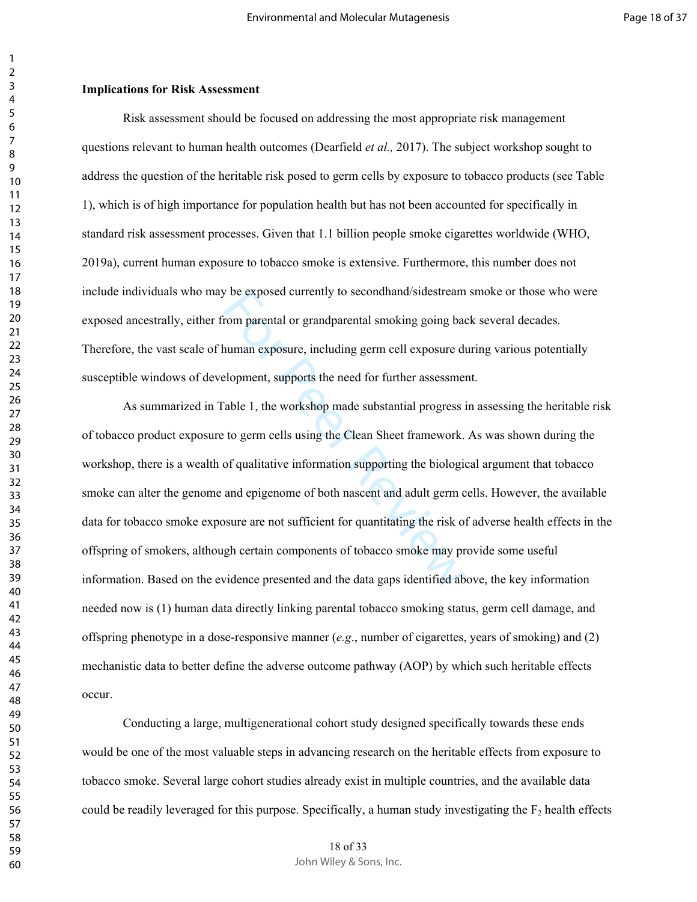**Implications for Risk Assessment**

Risk assessment should be focused on addressing the most appropriate risk management questions relevant to human health outcomes (Dearfield *et al.,* 2017). The subject workshop sought to address the question of the heritable risk posed to germ cells by exposure to tobacco products (see Table 1), which is of high importance for population health but has not been accounted for specifically in standard risk assessment processes. Given that 1.1 billion people smoke cigarettes worldwide (WHO, 2019a), current human exposure to tobacco smoke is extensive. Furthermore, this number does not include individuals who may be exposed currently to secondhand/sidestream smoke or those who were exposed ancestrally, either from parental or grandparental smoking going back several decades. Therefore, the vast scale of human exposure, including germ cell exposure during various potentially susceptible windows of development, supports the need for further assessment.

As summarized in Table 1, the workshop made substantial progress in assessing the heritable risk of tobacco product exposure to germ cells using the Clean Sheet framework. As was shown during the workshop, there is a wealth of qualitative information supporting the biological argument that tobacco smoke can alter the genome and epigenome of both nascent and adult germ cells. However, the available data for tobacco smoke exposure are not sufficient for quantitating the risk of adverse health effects in the offspring of smokers, although certain components of tobacco smoke may provide some useful information. Based on the evidence presented and the data gaps identified above, the key information needed now is (1) human data directly linking parental tobacco smoking status, germ cell damage, and offspring phenotype in a dose-responsive manner (*e.g*., number of cigarettes, years of smoking) and (2) mechanistic data to better define the adverse outcome pathway (AOP) by which such heritable effects occur.

Conducting a large, multigenerational cohort study designed specifically towards these ends would be one of the most valuable steps in advancing research on the heritable effects from exposure to tobacco smoke. Several large cohort studies already exist in multiple countries, and the available data could be readily leveraged for this purpose. Specifically, a human study investigating the $F_2$ health effects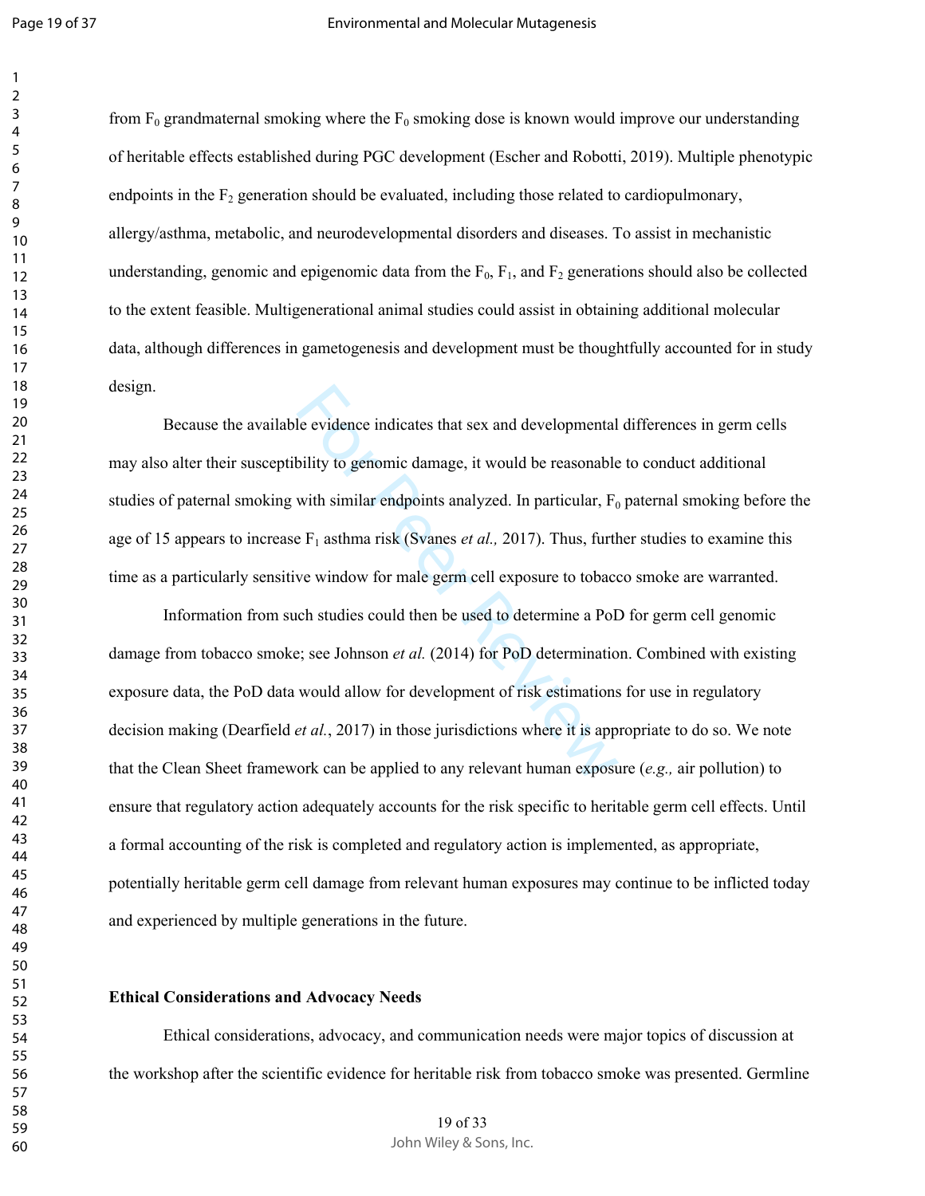from $F_0$ grandmaternal smoking where the $F_0$ smoking dose is known would improve our understanding of heritable effects established during PGC development (Escher and Robotti, 2019). Multiple phenotypic endpoints in the $F_2$ generation should be evaluated, including those related to cardiopulmonary, allergy/asthma, metabolic, and neurodevelopmental disorders and diseases. To assist in mechanistic understanding, genomic and epigenomic data from the $F_0$, $F_1$, and $F_2$ generations should also be collected to the extent feasible. Multigenerational animal studies could assist in obtaining additional molecular data, although differences in gametogenesis and development must be thoughtfully accounted for in study design.

Because the available evidence indicates that sex and developmental differences in germ cells may also alter their susceptibility to genomic damage, it would be reasonable to conduct additional studies of paternal smoking with similar endpoints analyzed. In particular, $F_0$ paternal smoking before the age of 15 appears to increase $F_1$ asthma risk (Svanes *et al.,* 2017). Thus, further studies to examine this time as a particularly sensitive window for male germ cell exposure to tobacco smoke are warranted.

Information from such studies could then be used to determine a PoD for germ cell genomic damage from tobacco smoke; see Johnson *et al.* (2014) for PoD determination. Combined with existing exposure data, the PoD data would allow for development of risk estimations for use in regulatory decision making (Dearfield *et al.*, 2017) in those jurisdictions where it is appropriate to do so. We note that the Clean Sheet framework can be applied to any relevant human exposure (*e.g.,* air pollution) to ensure that regulatory action adequately accounts for the risk specific to heritable germ cell effects. Until a formal accounting of the risk is completed and regulatory action is implemented, as appropriate, potentially heritable germ cell damage from relevant human exposures may continue to be inflicted today and experienced by multiple generations in the future.

**Ethical Considerations and Advocacy Needs**

Ethical considerations, advocacy, and communication needs were major topics of discussion at the workshop after the scientific evidence for heritable risk from tobacco smoke was presented. Germline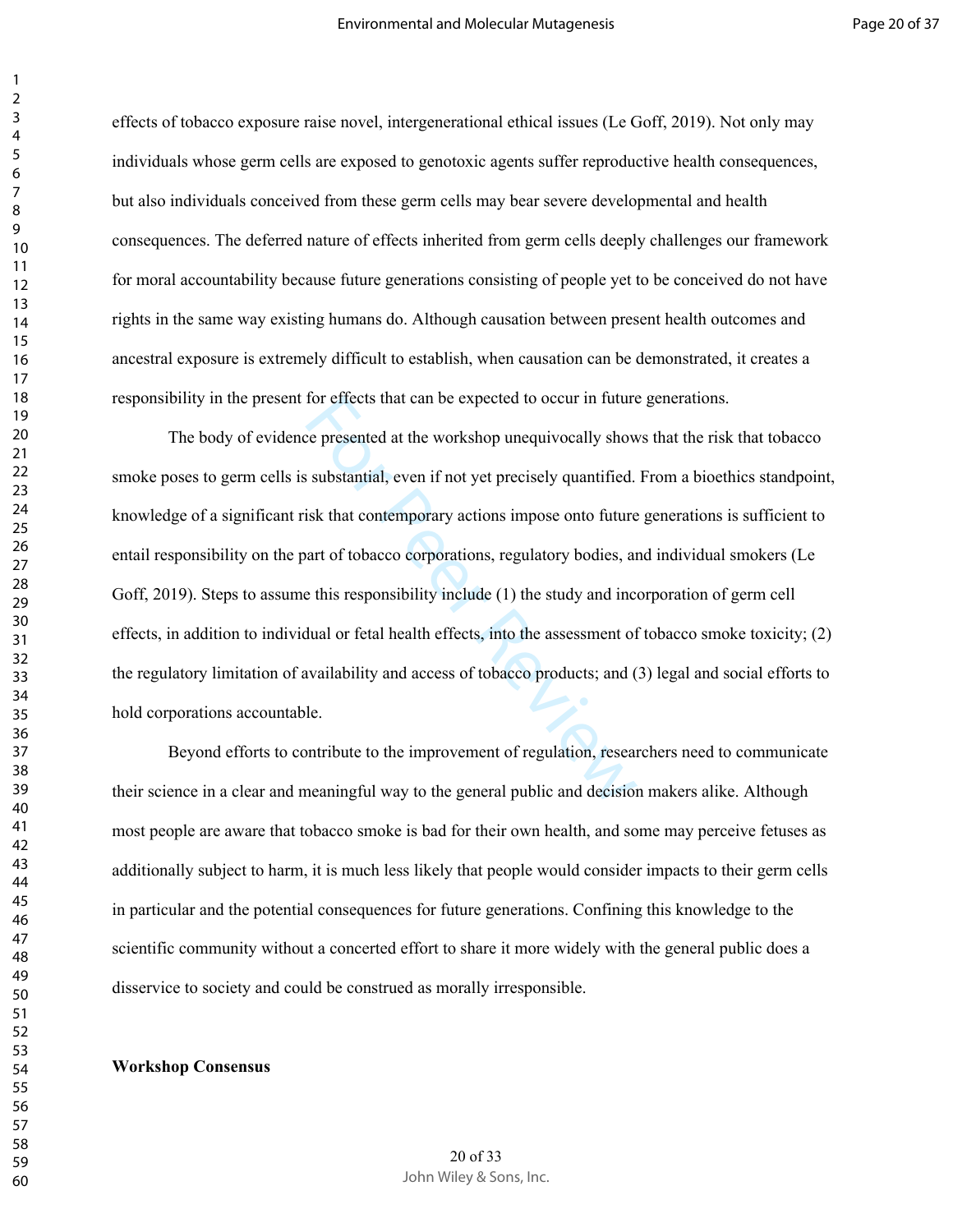effects of tobacco exposure raise novel, intergenerational ethical issues (Le Goff, 2019). Not only may individuals whose germ cells are exposed to genotoxic agents suffer reproductive health consequences, but also individuals conceived from these germ cells may bear severe developmental and health consequences. The deferred nature of effects inherited from germ cells deeply challenges our framework for moral accountability because future generations consisting of people yet to be conceived do not have rights in the same way existing humans do. Although causation between present health outcomes and ancestral exposure is extremely difficult to establish, when causation can be demonstrated, it creates a responsibility in the present for effects that can be expected to occur in future generations.

The body of evidence presented at the workshop unequivocally shows that the risk that tobacco smoke poses to germ cells is substantial, even if not yet precisely quantified. From a bioethics standpoint, knowledge of a significant risk that contemporary actions impose onto future generations is sufficient to entail responsibility on the part of tobacco corporations, regulatory bodies, and individual smokers (Le Goff, 2019). Steps to assume this responsibility include (1) the study and incorporation of germ cell effects, in addition to individual or fetal health effects, into the assessment of tobacco smoke toxicity; (2) the regulatory limitation of availability and access of tobacco products; and (3) legal and social efforts to hold corporations accountable.

Beyond efforts to contribute to the improvement of regulation, researchers need to communicate their science in a clear and meaningful way to the general public and decision makers alike. Although most people are aware that tobacco smoke is bad for their own health, and some may perceive fetuses as additionally subject to harm, it is much less likely that people would consider impacts to their germ cells in particular and the potential consequences for future generations. Confining this knowledge to the scientific community without a concerted effort to share it more widely with the general public does a disservice to society and could be construed as morally irresponsible.

**Workshop Consensus**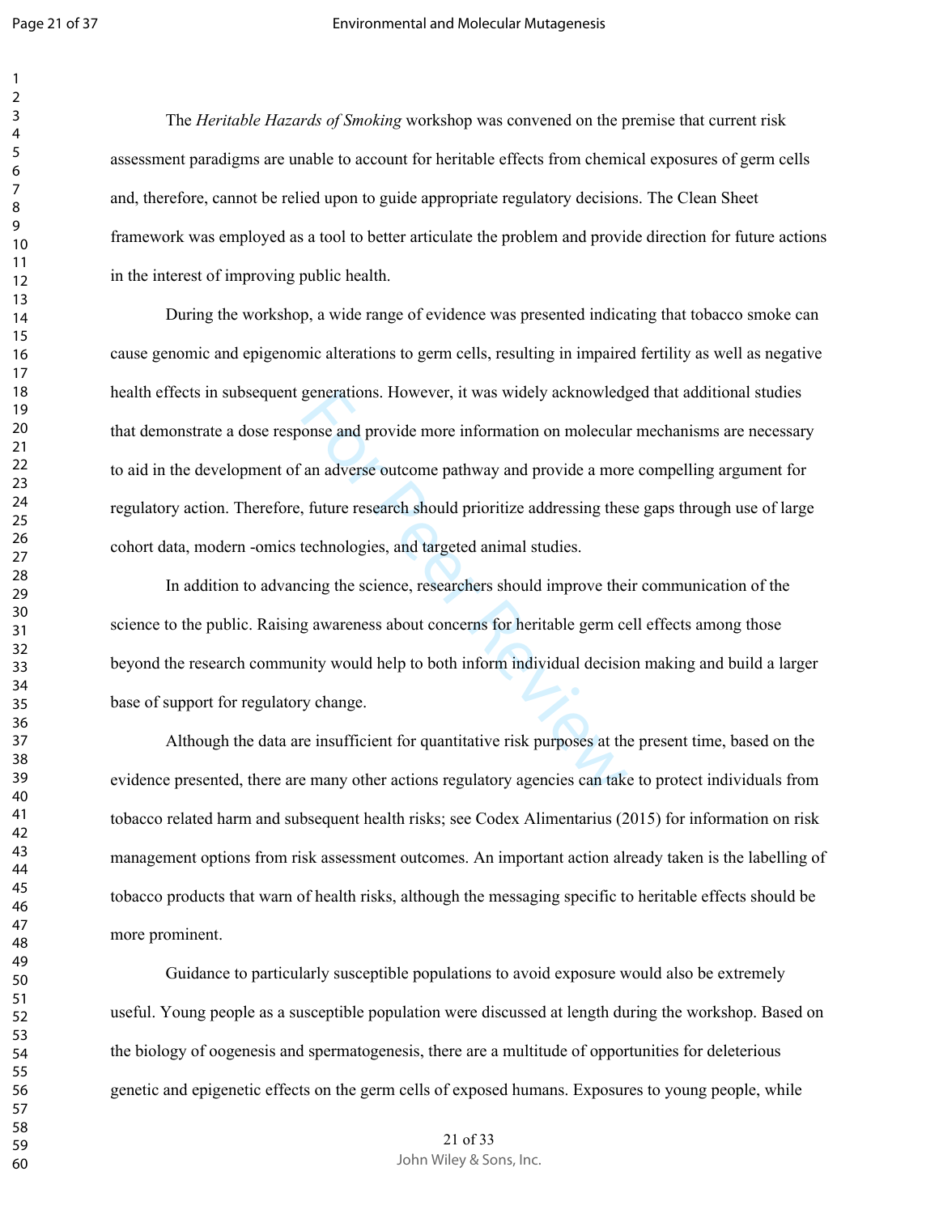The *Heritable Hazards of Smoking* workshop was convened on the premise that current risk assessment paradigms are unable to account for heritable effects from chemical exposures of germ cells and, therefore, cannot be relied upon to guide appropriate regulatory decisions. The Clean Sheet framework was employed as a tool to better articulate the problem and provide direction for future actions in the interest of improving public health.

During the workshop, a wide range of evidence was presented indicating that tobacco smoke can cause genomic and epigenomic alterations to germ cells, resulting in impaired fertility as well as negative health effects in subsequent generations. However, it was widely acknowledged that additional studies that demonstrate a dose response and provide more information on molecular mechanisms are necessary to aid in the development of an adverse outcome pathway and provide a more compelling argument for regulatory action. Therefore, future research should prioritize addressing these gaps through use of large cohort data, modern -omics technologies, and targeted animal studies.

In addition to advancing the science, researchers should improve their communication of the science to the public. Raising awareness about concerns for heritable germ cell effects among those beyond the research community would help to both inform individual decision making and build a larger base of support for regulatory change.

Although the data are insufficient for quantitative risk purposes at the present time, based on the evidence presented, there are many other actions regulatory agencies can take to protect individuals from tobacco related harm and subsequent health risks; see Codex Alimentarius (2015) for information on risk management options from risk assessment outcomes. An important action already taken is the labelling of tobacco products that warn of health risks, although the messaging specific to heritable effects should be more prominent.

Guidance to particularly susceptible populations to avoid exposure would also be extremely useful. Young people as a susceptible population were discussed at length during the workshop. Based on the biology of oogenesis and spermatogenesis, there are a multitude of opportunities for deleterious genetic and epigenetic effects on the germ cells of exposed humans. Exposures to young people, while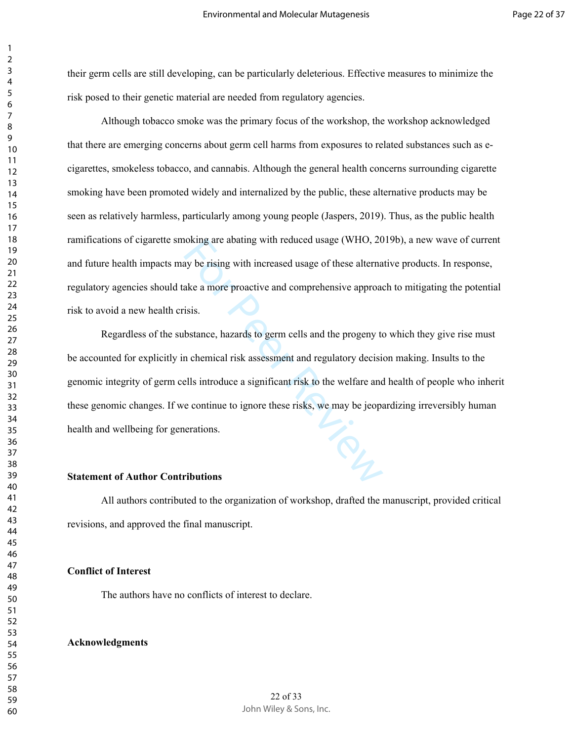their germ cells are still developing, can be particularly deleterious. Effective measures to minimize the risk posed to their genetic material are needed from regulatory agencies.

Although tobacco smoke was the primary focus of the workshop, the workshop acknowledged that there are emerging concerns about germ cell harms from exposures to related substances such as e-cigarettes, smokeless tobacco, and cannabis. Although the general health concerns surrounding cigarette smoking have been promoted widely and internalized by the public, these alternative products may be seen as relatively harmless, particularly among young people (Jaspers, 2019). Thus, as the public health ramifications of cigarette smoking are abating with reduced usage (WHO, 2019b), a new wave of current and future health impacts may be rising with increased usage of these alternative products. In response, regulatory agencies should take a more proactive and comprehensive approach to mitigating the potential risk to avoid a new health crisis.

Regardless of the substance, hazards to germ cells and the progeny to which they give rise must be accounted for explicitly in chemical risk assessment and regulatory decision making. Insults to the genomic integrity of germ cells introduce a significant risk to the welfare and health of people who inherit these genomic changes. If we continue to ignore these risks, we may be jeopardizing irreversibly human health and wellbeing for generations.

**Statement of Author Contributions**

All authors contributed to the organization of workshop, drafted the manuscript, provided critical revisions, and approved the final manuscript.

**Conflict of Interest**

The authors have no conflicts of interest to declare.

**Acknowledgments**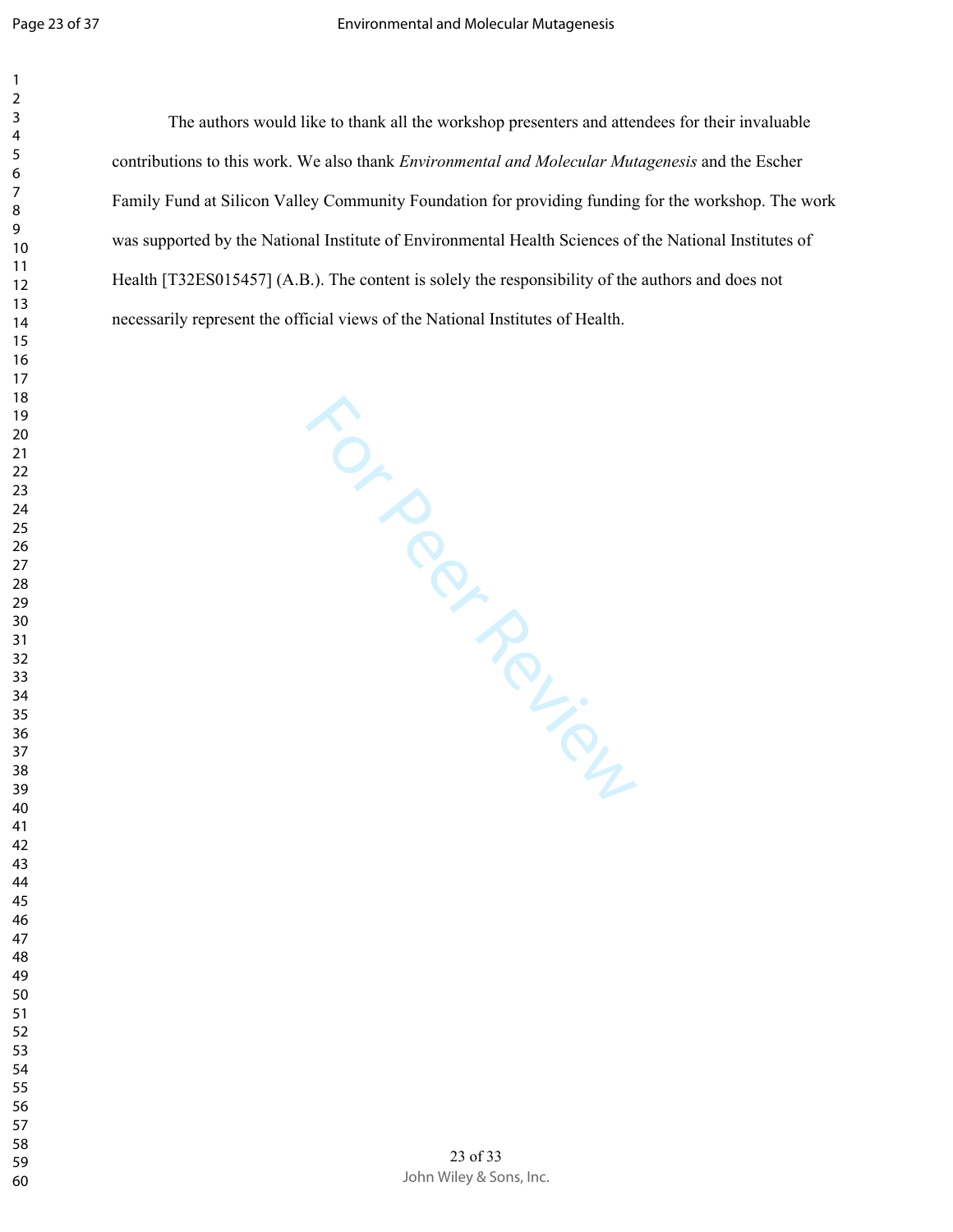The authors would like to thank all the workshop presenters and attendees for their invaluable contributions to this work. We also thank *Environmental and Molecular Mutagenesis* and the Escher Family Fund at Silicon Valley Community Foundation for providing funding for the workshop. The work was supported by the National Institute of Environmental Health Sciences of the National Institutes of Health [T32ES015457] (A.B.). The content is solely the responsibility of the authors and does not necessarily represent the official views of the National Institutes of Health.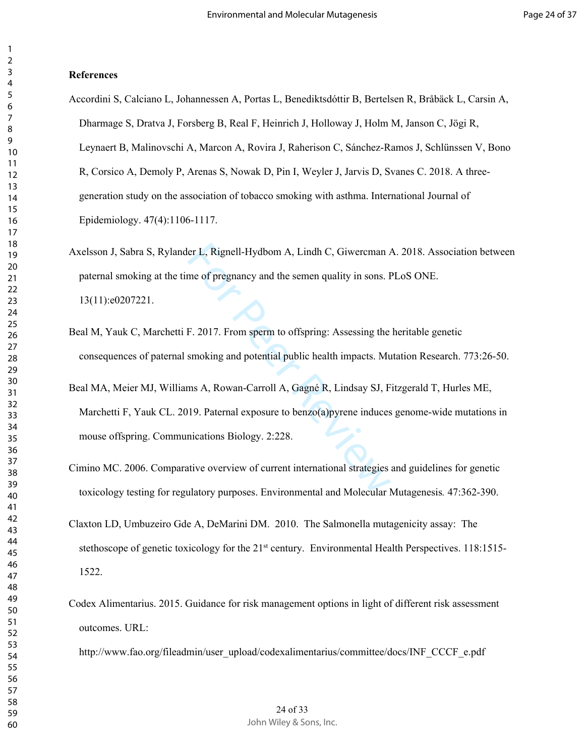**References**

Accordini S, Calciano L, Johannessen A, Portas L, Benediktsdóttir B, Bertelsen R, Bråbäck L, Carsin A, Dharmage S, Dratva J, Forsberg B, Real F, Heinrich J, Holloway J, Holm M, Janson C, Jögi R, Leynaert B, Malinovschi A, Marcon A, Rovira J, Raherison C, Sánchez-Ramos J, Schlünssen V, Bono R, Corsico A, Demoly P, Arenas S, Nowak D, Pin I, Weyler J, Jarvis D, Svanes C. 2018. A three-generation study on the association of tobacco smoking with asthma. International Journal of Epidemiology. 47(4):1106-1117.

Axelsson J, Sabra S, Rylander L, Rignell-Hydbom A, Lindh C, Giwercman A. 2018. Association between paternal smoking at the time of pregnancy and the semen quality in sons. PLoS ONE. 13(11):e0207221.

Beal M, Yauk C, Marchetti F. 2017. From sperm to offspring: Assessing the heritable genetic consequences of paternal smoking and potential public health impacts. Mutation Research. 773:26-50.

Beal MA, Meier MJ, Williams A, Rowan-Carroll A, Gagné R, Lindsay SJ, Fitzgerald T, Hurles ME, Marchetti F, Yauk CL. 2019. Paternal exposure to benzo(a)pyrene induces genome-wide mutations in mouse offspring. Communications Biology. 2:228.

Cimino MC. 2006. Comparative overview of current international strategies and guidelines for genetic toxicology testing for regulatory purposes. Environmental and Molecular Mutagenesis*.* 47:362-390.

Claxton LD, Umbuzeiro Gde A, DeMarini DM. 2010. The Salmonella mutagenicity assay: The stethoscope of genetic toxicology for the 21st century. Environmental Health Perspectives. 118:1515-1522.

Codex Alimentarius. 2015. Guidance for risk management options in light of different risk assessment outcomes. URL: http://www.fao.org/fileadmin/user_upload/codexalimentarius/committee/docs/INF_CCCF_e.pdf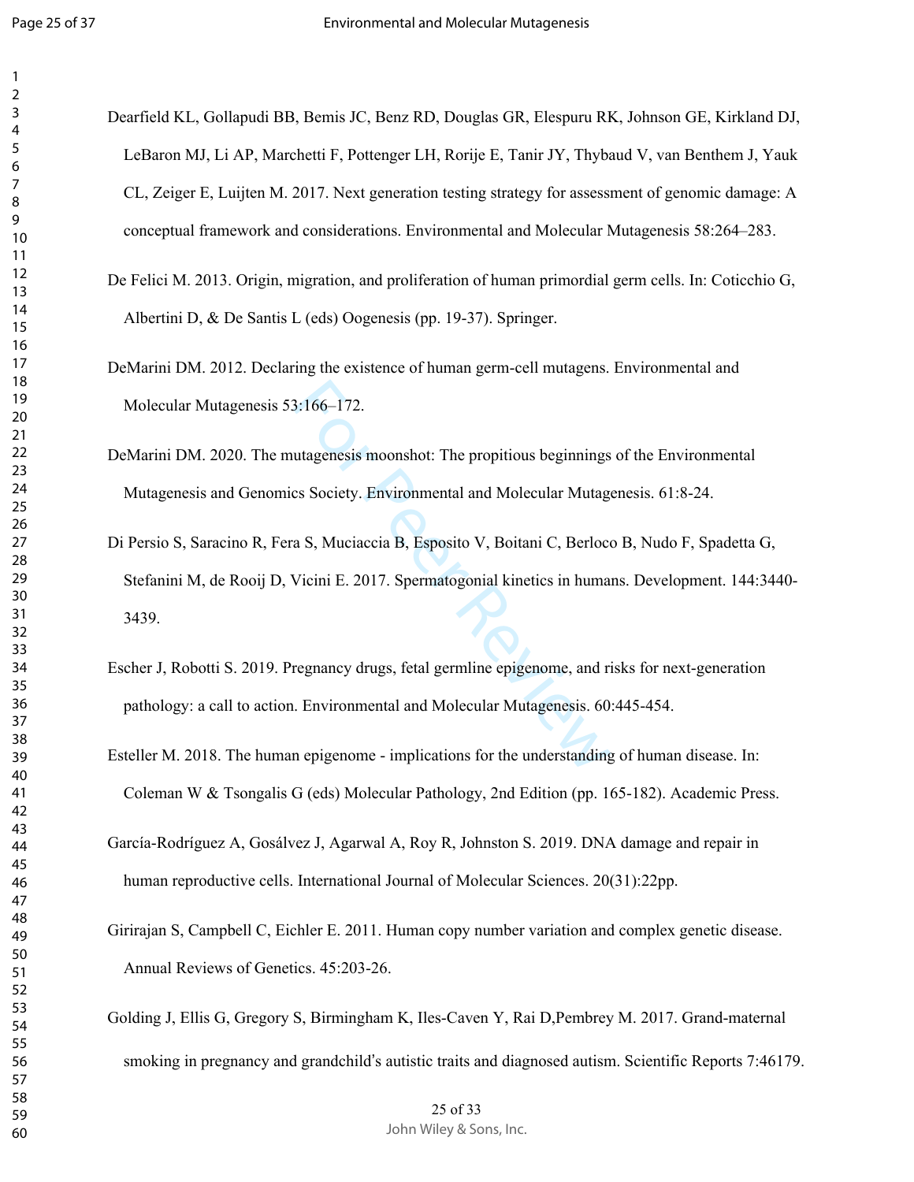Dearfield KL, Gollapudi BB, Bemis JC, Benz RD, Douglas GR, Elespuru RK, Johnson GE, Kirkland DJ, LeBaron MJ, Li AP, Marchetti F, Pottenger LH, Rorije E, Tanir JY, Thybaud V, van Benthem J, Yauk CL, Zeiger E, Luijten M. 2017. Next generation testing strategy for assessment of genomic damage: A conceptual framework and considerations. Environmental and Molecular Mutagenesis 58:264–283.

De Felici M. 2013. Origin, migration, and proliferation of human primordial germ cells. In: Coticchio G, Albertini D, & De Santis L (eds) Oogenesis (pp. 19-37). Springer.

DeMarini DM. 2012. Declaring the existence of human germ-cell mutagens. Environmental and Molecular Mutagenesis 53:166–172.

DeMarini DM. 2020. The mutagenesis moonshot: The propitious beginnings of the Environmental Mutagenesis and Genomics Society. Environmental and Molecular Mutagenesis. 61:8-24.

Di Persio S, Saracino R, Fera S, Muciaccia B, Esposito V, Boitani C, Berloco B, Nudo F, Spadetta G, Stefanini M, de Rooij D, Vicini E. 2017. Spermatogonial kinetics in humans. Development. 144:3440-3439.

Escher J, Robotti S. 2019. Pregnancy drugs, fetal germline epigenome, and risks for next-generation pathology: a call to action. Environmental and Molecular Mutagenesis. 60:445-454.

Esteller M. 2018. The human epigenome - implications for the understanding of human disease. In: Coleman W & Tsongalis G (eds) Molecular Pathology, 2nd Edition (pp. 165-182). Academic Press.

García-Rodríguez A, Gosálvez J, Agarwal A, Roy R, Johnston S. 2019. DNA damage and repair in human reproductive cells. International Journal of Molecular Sciences. 20(31):22pp.

Girirajan S, Campbell C, Eichler E. 2011. Human copy number variation and complex genetic disease. Annual Reviews of Genetics. 45:203-26.

Golding J, Ellis G, Gregory S, Birmingham K, Iles-Caven Y, Rai D,Pembrey M. 2017. Grand-maternal smoking in pregnancy and grandchild's autistic traits and diagnosed autism. Scientific Reports 7:46179.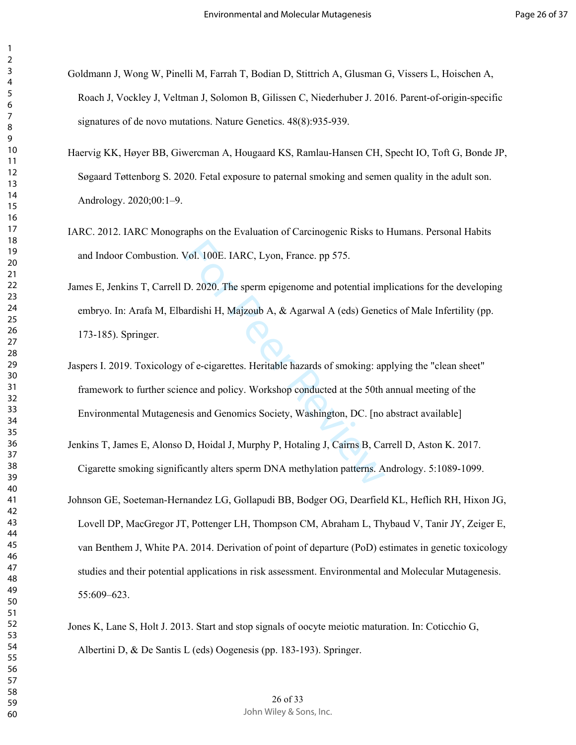Goldmann J, Wong W, Pinelli M, Farrah T, Bodian D, Stittrich A, Glusman G, Vissers L, Hoischen A, Roach J, Vockley J, Veltman J, Solomon B, Gilissen C, Niederhuber J. 2016. Parent-of-origin-specific signatures of de novo mutations. Nature Genetics. 48(8):935-939.

Haervig KK, Høyer BB, Giwercman A, Hougaard KS, Ramlau-Hansen CH, Specht IO, Toft G, Bonde JP, Søgaard Tøttenborg S. 2020. Fetal exposure to paternal smoking and semen quality in the adult son. Andrology. 2020;00:1–9.

IARC. 2012. IARC Monographs on the Evaluation of Carcinogenic Risks to Humans. Personal Habits and Indoor Combustion. Vol. 100E. IARC, Lyon, France. pp 575.

James E, Jenkins T, Carrell D. 2020. The sperm epigenome and potential implications for the developing embryo. In: Arafa M, Elbardishi H, Majzoub A, & Agarwal A (eds) Genetics of Male Infertility (pp. 173-185). Springer.

Jaspers I. 2019. Toxicology of e-cigarettes. Heritable hazards of smoking: applying the "clean sheet" framework to further science and policy. Workshop conducted at the 50th annual meeting of the Environmental Mutagenesis and Genomics Society, Washington, DC. [no abstract available]

Jenkins T, James E, Alonso D, Hoidal J, Murphy P, Hotaling J, Cairns B, Carrell D, Aston K. 2017. Cigarette smoking significantly alters sperm DNA methylation patterns. Andrology. 5:1089-1099.

Johnson GE, Soeteman-Hernandez LG, Gollapudi BB, Bodger OG, Dearfield KL, Heflich RH, Hixon JG, Lovell DP, MacGregor JT, Pottenger LH, Thompson CM, Abraham L, Thybaud V, Tanir JY, Zeiger E, van Benthem J, White PA. 2014. Derivation of point of departure (PoD) estimates in genetic toxicology studies and their potential applications in risk assessment. Environmental and Molecular Mutagenesis. 55:609–623.

Jones K, Lane S, Holt J. 2013. Start and stop signals of oocyte meiotic maturation. In: Coticchio G, Albertini D, & De Santis L (eds) Oogenesis (pp. 183-193). Springer.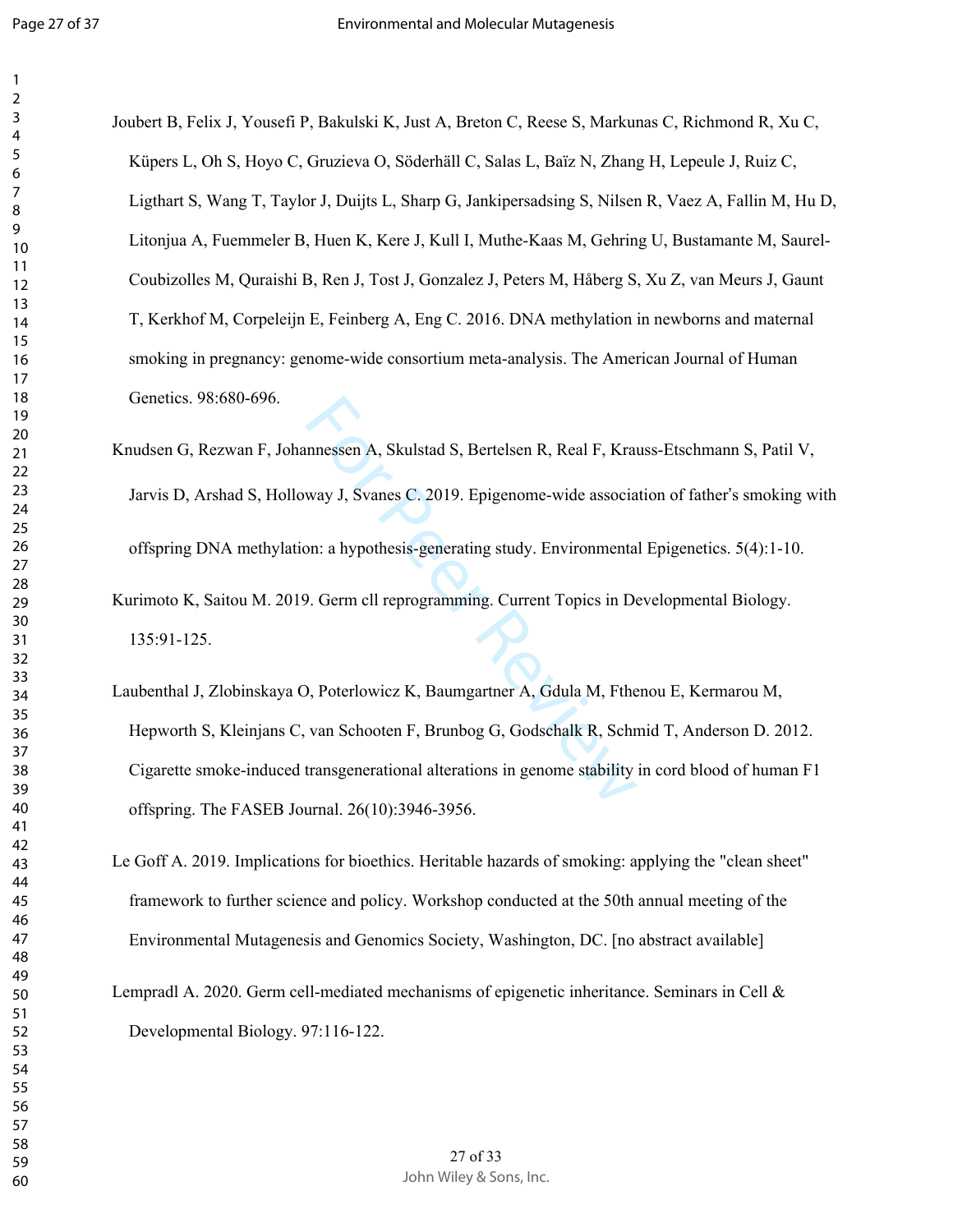Joubert B, Felix J, Yousefi P, Bakulski K, Just A, Breton C, Reese S, Markunas C, Richmond R, Xu C, Küpers L, Oh S, Hoyo C, Gruzieva O, Söderhäll C, Salas L, Baïz N, Zhang H, Lepeule J, Ruiz C, Ligthart S, Wang T, Taylor J, Duijts L, Sharp G, Jankipersadsing S, Nilsen R, Vaez A, Fallin M, Hu D, Litonjua A, Fuemmeler B, Huen K, Kere J, Kull I, Muthe-Kaas M, Gehring U, Bustamante M, Saurel-Coubizolles M, Quraishi B, Ren J, Tost J, Gonzalez J, Peters M, Håberg S, Xu Z, van Meurs J, Gaunt T, Kerkhof M, Corpeleijn E, Feinberg A, Eng C. 2016. DNA methylation in newborns and maternal smoking in pregnancy: genome-wide consortium meta-analysis. The American Journal of Human Genetics. 98:680-696.

Knudsen G, Rezwan F, Johannessen A, Skulstad S, Bertelsen R, Real F, Krauss-Etschmann S, Patil V, Jarvis D, Arshad S, Holloway J, Svanes C. 2019. Epigenome-wide association of father's smoking with offspring DNA methylation: a hypothesis-generating study. Environmental Epigenetics. 5(4):1-10.

Kurimoto K, Saitou M. 2019. Germ cll reprogramming. Current Topics in Developmental Biology. 135:91-125.

Laubenthal J, Zlobinskaya O, Poterlowicz K, Baumgartner A, Gdula M, Fthenou E, Kermarou M, Hepworth S, Kleinjans C, van Schooten F, Brunbog G, Godschalk R, Schmid T, Anderson D. 2012. Cigarette smoke-induced transgenerational alterations in genome stability in cord blood of human F1 offspring. The FASEB Journal. 26(10):3946-3956.

Le Goff A. 2019. Implications for bioethics. Heritable hazards of smoking: applying the "clean sheet" framework to further science and policy. Workshop conducted at the 50th annual meeting of the Environmental Mutagenesis and Genomics Society, Washington, DC. [no abstract available]

Lempradl A. 2020. Germ cell-mediated mechanisms of epigenetic inheritance. Seminars in Cell & Developmental Biology. 97:116-122.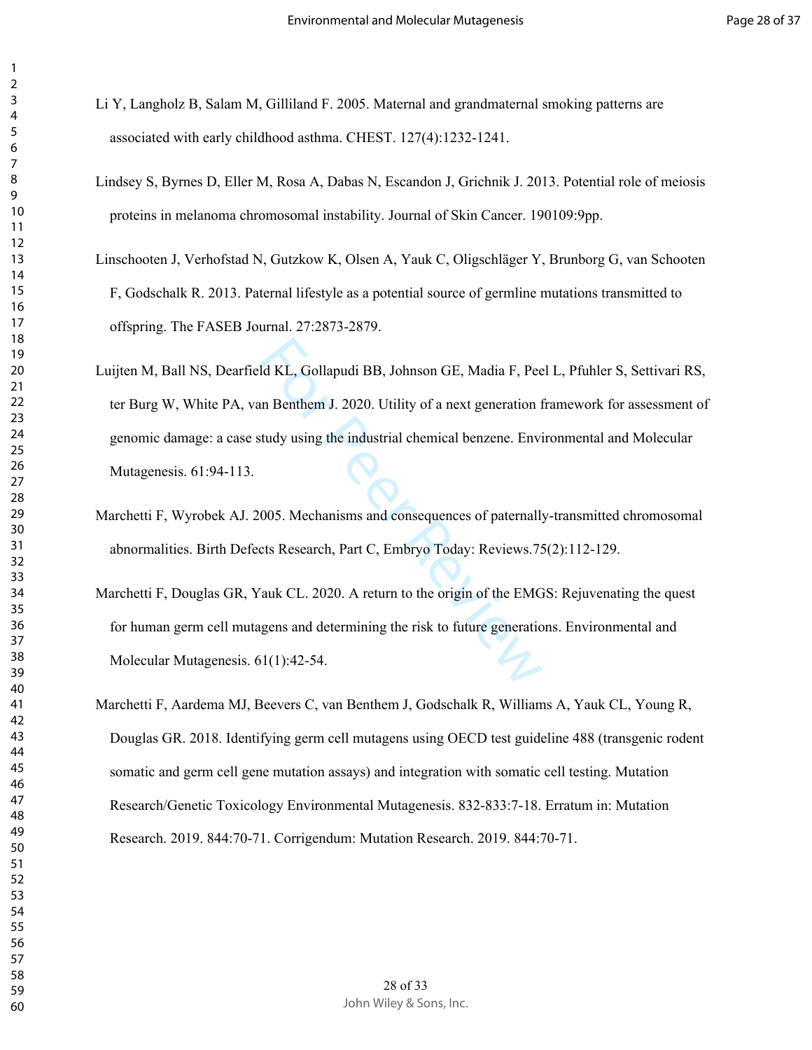Li Y, Langholz B, Salam M, Gilliland F. 2005. Maternal and grandmaternal smoking patterns are associated with early childhood asthma. CHEST. 127(4):1232-1241.

Lindsey S, Byrnes D, Eller M, Rosa A, Dabas N, Escandon J, Grichnik J. 2013. Potential role of meiosis proteins in melanoma chromosomal instability. Journal of Skin Cancer. 190109:9pp.

Linschooten J, Verhofstad N, Gutzkow K, Olsen A, Yauk C, Oligschläger Y, Brunborg G, van Schooten F, Godschalk R. 2013. Paternal lifestyle as a potential source of germline mutations transmitted to offspring. The FASEB Journal. 27:2873-2879.

Luijten M, Ball NS, Dearfield KL, Gollapudi BB, Johnson GE, Madia F, Peel L, Pfuhler S, Settivari RS, ter Burg W, White PA, van Benthem J. 2020. Utility of a next generation framework for assessment of genomic damage: a case study using the industrial chemical benzene. Environmental and Molecular Mutagenesis. 61:94-113.

Marchetti F, Wyrobek AJ. 2005. Mechanisms and consequences of paternally-transmitted chromosomal abnormalities. Birth Defects Research, Part C, Embryo Today: Reviews.75(2):112-129.

Marchetti F, Douglas GR, Yauk CL. 2020. A return to the origin of the EMGS: Rejuvenating the quest for human germ cell mutagens and determining the risk to future generations. Environmental and Molecular Mutagenesis. 61(1):42-54.

Marchetti F, Aardema MJ, Beevers C, van Benthem J, Godschalk R, Williams A, Yauk CL, Young R, Douglas GR. 2018. Identifying germ cell mutagens using OECD test guideline 488 (transgenic rodent somatic and germ cell gene mutation assays) and integration with somatic cell testing. Mutation Research/Genetic Toxicology Environmental Mutagenesis. 832-833:7-18. Erratum in: Mutation Research. 2019. 844:70-71. Corrigendum: Mutation Research. 2019. 844:70-71.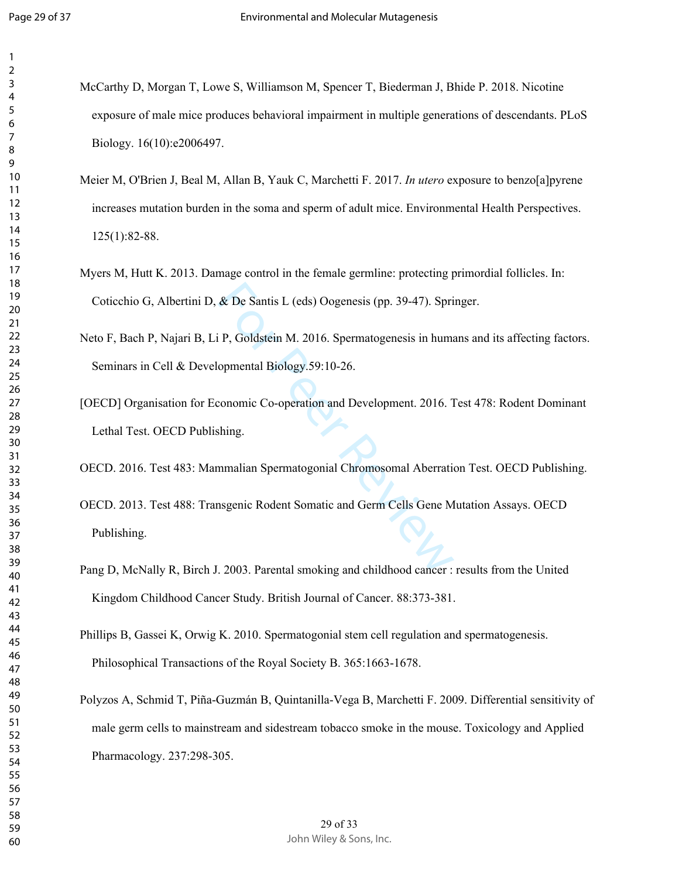McCarthy D, Morgan T, Lowe S, Williamson M, Spencer T, Biederman J, Bhide P. 2018. Nicotine exposure of male mice produces behavioral impairment in multiple generations of descendants. PLoS Biology. 16(10):e2006497.

Meier M, O'Brien J, Beal M, Allan B, Yauk C, Marchetti F. 2017. *In utero* exposure to benzo[a]pyrene increases mutation burden in the soma and sperm of adult mice. Environmental Health Perspectives. 125(1):82-88.

Myers M, Hutt K. 2013. Damage control in the female germline: protecting primordial follicles. In: Coticchio G, Albertini D, & De Santis L (eds) Oogenesis (pp. 39-47). Springer.

Neto F, Bach P, Najari B, Li P, Goldstein M. 2016. Spermatogenesis in humans and its affecting factors. Seminars in Cell & Developmental Biology.59:10-26.

[OECD] Organisation for Economic Co-operation and Development. 2016. Test 478: Rodent Dominant Lethal Test. OECD Publishing.

OECD. 2016. Test 483: Mammalian Spermatogonial Chromosomal Aberration Test. OECD Publishing.

OECD. 2013. Test 488: Transgenic Rodent Somatic and Germ Cells Gene Mutation Assays. OECD Publishing.

Pang D, McNally R, Birch J. 2003. Parental smoking and childhood cancer : results from the United Kingdom Childhood Cancer Study. British Journal of Cancer. 88:373-381.

Phillips B, Gassei K, Orwig K. 2010. Spermatogonial stem cell regulation and spermatogenesis. Philosophical Transactions of the Royal Society B. 365:1663-1678.

Polyzos A, Schmid T, Piña-Guzmán B, Quintanilla-Vega B, Marchetti F. 2009. Differential sensitivity of male germ cells to mainstream and sidestream tobacco smoke in the mouse. Toxicology and Applied Pharmacology. 237:298-305.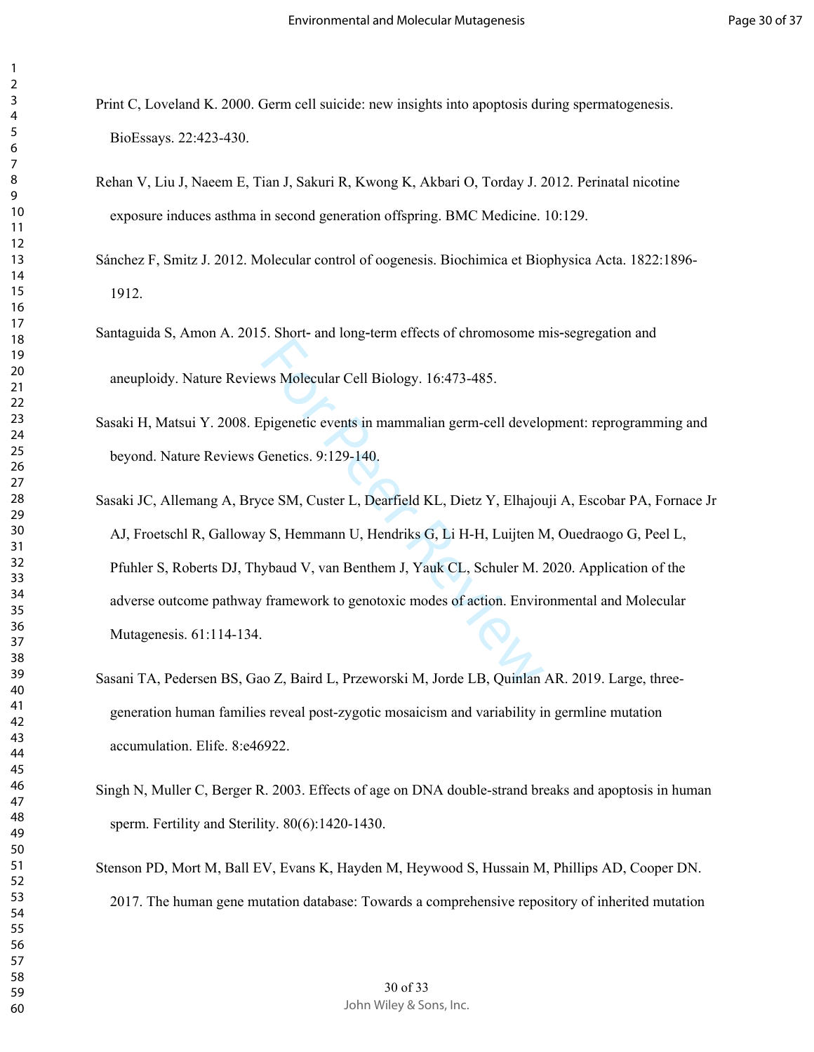Print C, Loveland K. 2000. Germ cell suicide: new insights into apoptosis during spermatogenesis. BioEssays. 22:423-430.

Rehan V, Liu J, Naeem E, Tian J, Sakuri R, Kwong K, Akbari O, Torday J. 2012. Perinatal nicotine exposure induces asthma in second generation offspring. BMC Medicine. 10:129.

Sánchez F, Smitz J. 2012. Molecular control of oogenesis. Biochimica et Biophysica Acta. 1822:1896-1912.

Santaguida S, Amon A. 2015. Short- and long-term effects of chromosome mis-segregation and aneuploidy. Nature Reviews Molecular Cell Biology. 16:473-485.

Sasaki H, Matsui Y. 2008. Epigenetic events in mammalian germ-cell development: reprogramming and beyond. Nature Reviews Genetics. 9:129-140.

Sasaki JC, Allemang A, Bryce SM, Custer L, Dearfield KL, Dietz Y, Elhajouji A, Escobar PA, Fornace Jr AJ, Froetschl R, Galloway S, Hemmann U, Hendriks G, Li H-H, Luijten M, Ouedraogo G, Peel L, Pfuhler S, Roberts DJ, Thybaud V, van Benthem J, Yauk CL, Schuler M. 2020. Application of the adverse outcome pathway framework to genotoxic modes of action. Environmental and Molecular Mutagenesis. 61:114-134.

Sasani TA, Pedersen BS, Gao Z, Baird L, Przeworski M, Jorde LB, Quinlan AR. 2019. Large, three-generation human families reveal post-zygotic mosaicism and variability in germline mutation accumulation. Elife. 8:e46922.

Singh N, Muller C, Berger R. 2003. Effects of age on DNA double-strand breaks and apoptosis in human sperm. Fertility and Sterility. 80(6):1420-1430.

Stenson PD, Mort M, Ball EV, Evans K, Hayden M, Heywood S, Hussain M, Phillips AD, Cooper DN. 2017. The human gene mutation database: Towards a comprehensive repository of inherited mutation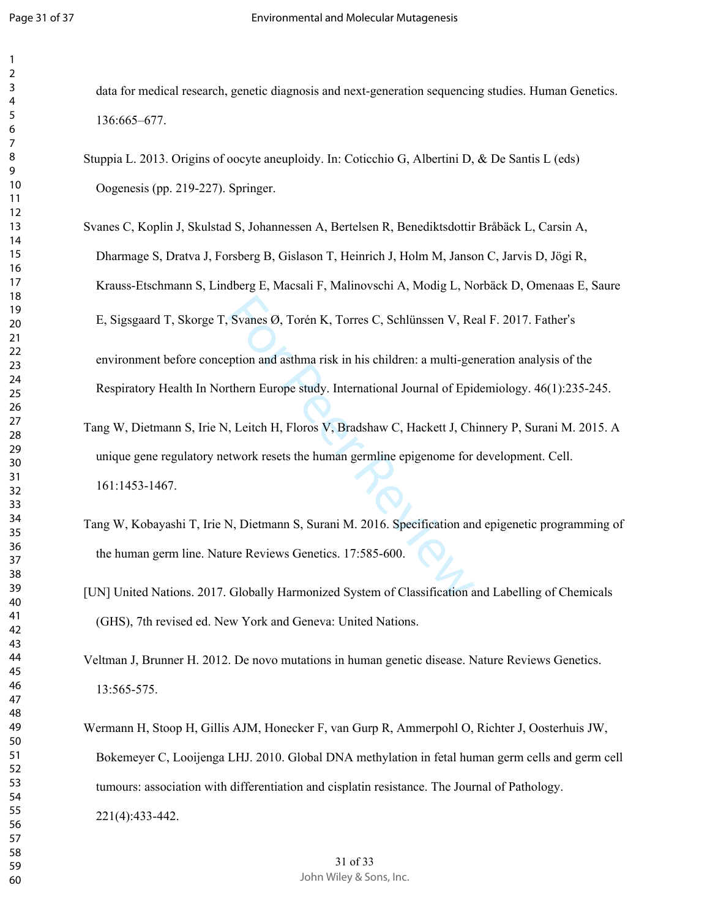data for medical research, genetic diagnosis and next-generation sequencing studies. Human Genetics. 136:665–677.

Stuppia L. 2013. Origins of oocyte aneuploidy. In: Coticchio G, Albertini D, & De Santis L (eds) Oogenesis (pp. 219-227). Springer.

Svanes C, Koplin J, Skulstad S, Johannessen A, Bertelsen R, Benediktsdottir Bråbäck L, Carsin A, Dharmage S, Dratva J, Forsberg B, Gislason T, Heinrich J, Holm M, Janson C, Jarvis D, Jögi R, Krauss-Etschmann S, Lindberg E, Macsali F, Malinovschi A, Modig L, Norbäck D, Omenaas E, Saure E, Sigsgaard T, Skorge T, Svanes Ø, Torén K, Torres C, Schlünssen V, Real F. 2017. Father's environment before conception and asthma risk in his children: a multi-generation analysis of the Respiratory Health In Northern Europe study. International Journal of Epidemiology. 46(1):235-245.

Tang W, Dietmann S, Irie N, Leitch H, Floros V, Bradshaw C, Hackett J, Chinnery P, Surani M. 2015. A unique gene regulatory network resets the human germline epigenome for development. Cell. 161:1453-1467.

Tang W, Kobayashi T, Irie N, Dietmann S, Surani M. 2016. Specification and epigenetic programming of the human germ line. Nature Reviews Genetics. 17:585-600.

[UN] United Nations. 2017. Globally Harmonized System of Classification and Labelling of Chemicals (GHS), 7th revised ed. New York and Geneva: United Nations.

Veltman J, Brunner H. 2012. De novo mutations in human genetic disease. Nature Reviews Genetics. 13:565-575.

Wermann H, Stoop H, Gillis AJM, Honecker F, van Gurp R, Ammerpohl O, Richter J, Oosterhuis JW, Bokemeyer C, Looijenga LHJ. 2010. Global DNA methylation in fetal human germ cells and germ cell tumours: association with differentiation and cisplatin resistance. The Journal of Pathology. 221(4):433-442.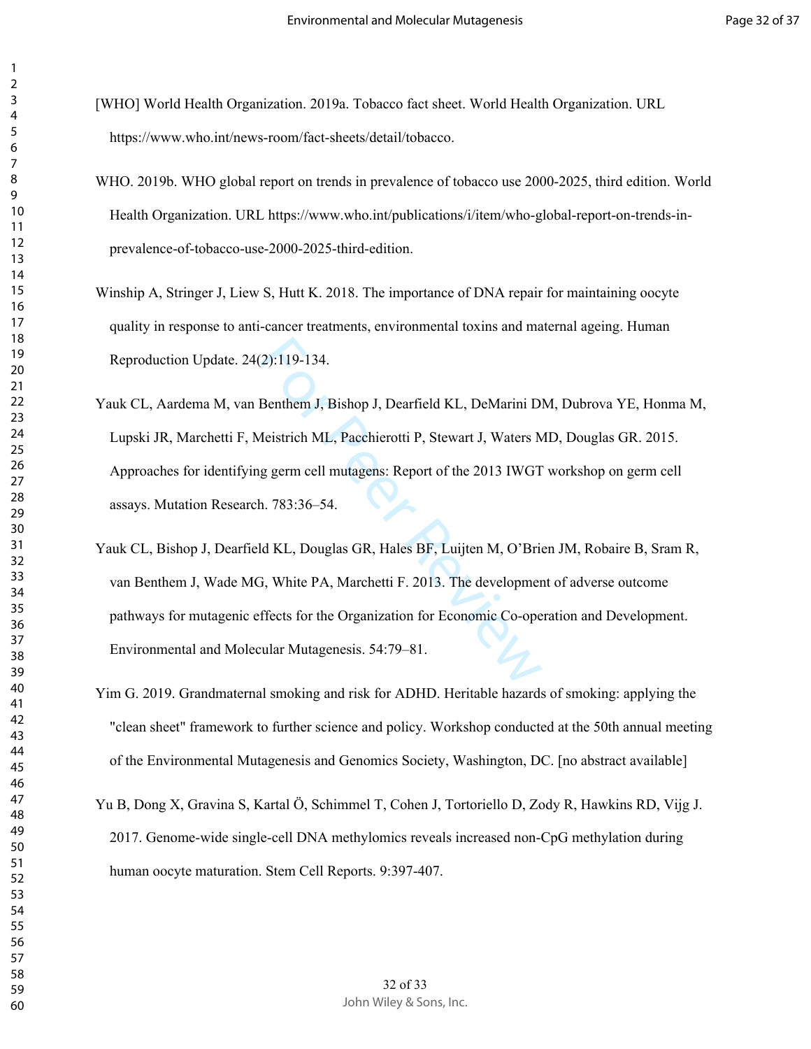[WHO] World Health Organization. 2019a. Tobacco fact sheet. World Health Organization. URL https://www.who.int/news-room/fact-sheets/detail/tobacco.

WHO. 2019b. WHO global report on trends in prevalence of tobacco use 2000-2025, third edition. World Health Organization. URL https://www.who.int/publications/i/item/who-global-report-on-trends-in-prevalence-of-tobacco-use-2000-2025-third-edition.

Winship A, Stringer J, Liew S, Hutt K. 2018. The importance of DNA repair for maintaining oocyte quality in response to anti-cancer treatments, environmental toxins and maternal ageing. Human Reproduction Update. 24(2):119-134.

Yauk CL, Aardema M, van Benthem J, Bishop J, Dearfield KL, DeMarini DM, Dubrova YE, Honma M, Lupski JR, Marchetti F, Meistrich ML, Pacchierotti P, Stewart J, Waters MD, Douglas GR. 2015. Approaches for identifying germ cell mutagens: Report of the 2013 IWGT workshop on germ cell assays. Mutation Research. 783:36–54.

Yauk CL, Bishop J, Dearfield KL, Douglas GR, Hales BF, Luijten M, O'Brien JM, Robaire B, Sram R, van Benthem J, Wade MG, White PA, Marchetti F. 2013. The development of adverse outcome pathways for mutagenic effects for the Organization for Economic Co-operation and Development. Environmental and Molecular Mutagenesis. 54:79–81.

Yim G. 2019. Grandmaternal smoking and risk for ADHD. Heritable hazards of smoking: applying the "clean sheet" framework to further science and policy. Workshop conducted at the 50th annual meeting of the Environmental Mutagenesis and Genomics Society, Washington, DC. [no abstract available]

Yu B, Dong X, Gravina S, Kartal Ö, Schimmel T, Cohen J, Tortoriello D, Zody R, Hawkins RD, Vijg J. 2017. Genome-wide single-cell DNA methylomics reveals increased non-CpG methylation during human oocyte maturation. Stem Cell Reports. 9:397-407.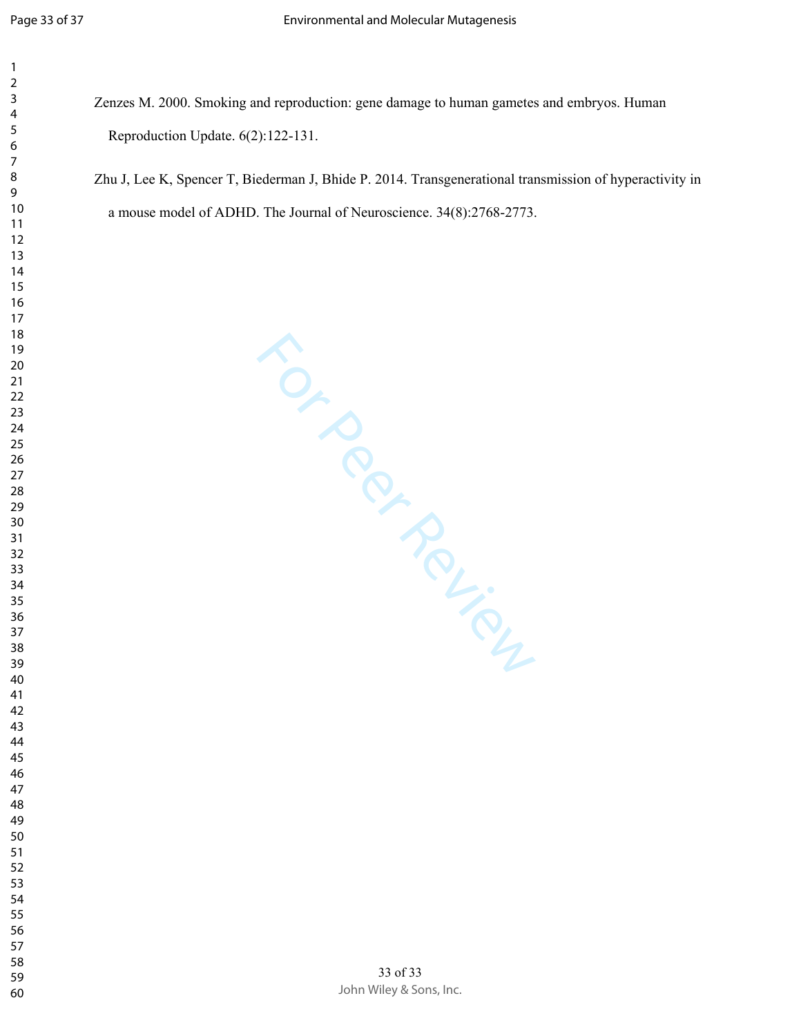Zenzes M. 2000. Smoking and reproduction: gene damage to human gametes and embryos. Human Reproduction Update. 6(2):122-131.

Zhu J, Lee K, Spencer T, Biederman J, Bhide P. 2014. Transgenerational transmission of hyperactivity in a mouse model of ADHD. The Journal of Neuroscience. 34(8):2768-2773.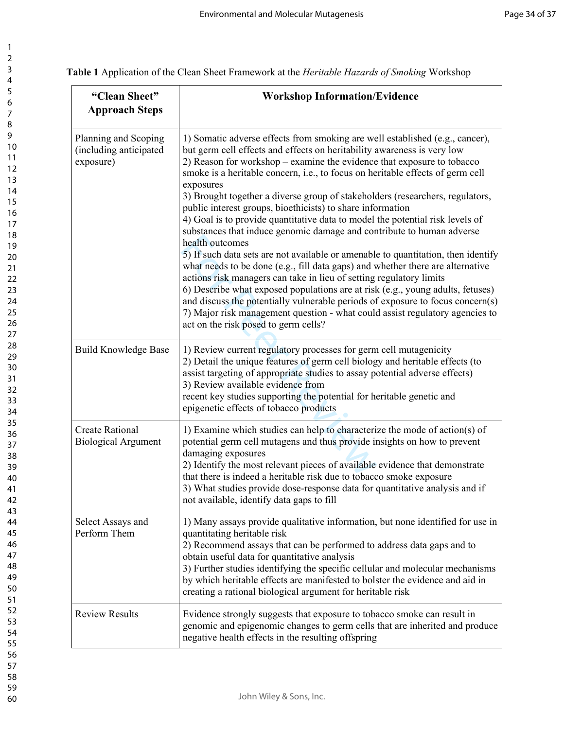**Table 1** Application of the Clean Sheet Framework at the *Heritable Hazards of Smoking* Workshop

| **"Clean Sheet" Approach Steps** | **Workshop Information/Evidence** |
|---|---|
| Planning and Scoping (including anticipated exposure) | 1) Somatic adverse effects from smoking are well established (e.g., cancer), but germ cell effects and effects on heritability awareness is very low<br>2) Reason for workshop – examine the evidence that exposure to tobacco smoke is a heritable concern, i.e., to focus on heritable effects of germ cell exposures<br>3) Brought together a diverse group of stakeholders (researchers, regulators, public interest groups, bioethicists) to share information<br>4) Goal is to provide quantitative data to model the potential risk levels of substances that induce genomic damage and contribute to human adverse health outcomes<br>5) If such data sets are not available or amenable to quantitation, then identify what needs to be done (e.g., fill data gaps) and whether there are alternative actions risk managers can take in lieu of setting regulatory limits<br>6) Describe what exposed populations are at risk (e.g., young adults, fetuses) and discuss the potentially vulnerable periods of exposure to focus concern(s)<br>7) Major risk management question - what could assist regulatory agencies to act on the risk posed to germ cells? |
| Build Knowledge Base | 1) Review current regulatory processes for germ cell mutagenicity<br>2) Detail the unique features of germ cell biology and heritable effects (to assist targeting of appropriate studies to assay potential adverse effects)<br>3) Review available evidence from recent key studies supporting the potential for heritable genetic and epigenetic effects of tobacco products |
| Create Rational Biological Argument | 1) Examine which studies can help to characterize the mode of action(s) of potential germ cell mutagens and thus provide insights on how to prevent damaging exposures<br>2) Identify the most relevant pieces of available evidence that demonstrate that there is indeed a heritable risk due to tobacco smoke exposure<br>3) What studies provide dose-response data for quantitative analysis and if not available, identify data gaps to fill |
| Select Assays and Perform Them | 1) Many assays provide qualitative information, but none identified for use in quantitating heritable risk<br>2) Recommend assays that can be performed to address data gaps and to obtain useful data for quantitative analysis<br>3) Further studies identifying the specific cellular and molecular mechanisms by which heritable effects are manifested to bolster the evidence and aid in creating a rational biological argument for heritable risk |
| Review Results | Evidence strongly suggests that exposure to tobacco smoke can result in genomic and epigenomic changes to germ cells that are inherited and produce negative health effects in the resulting offspring |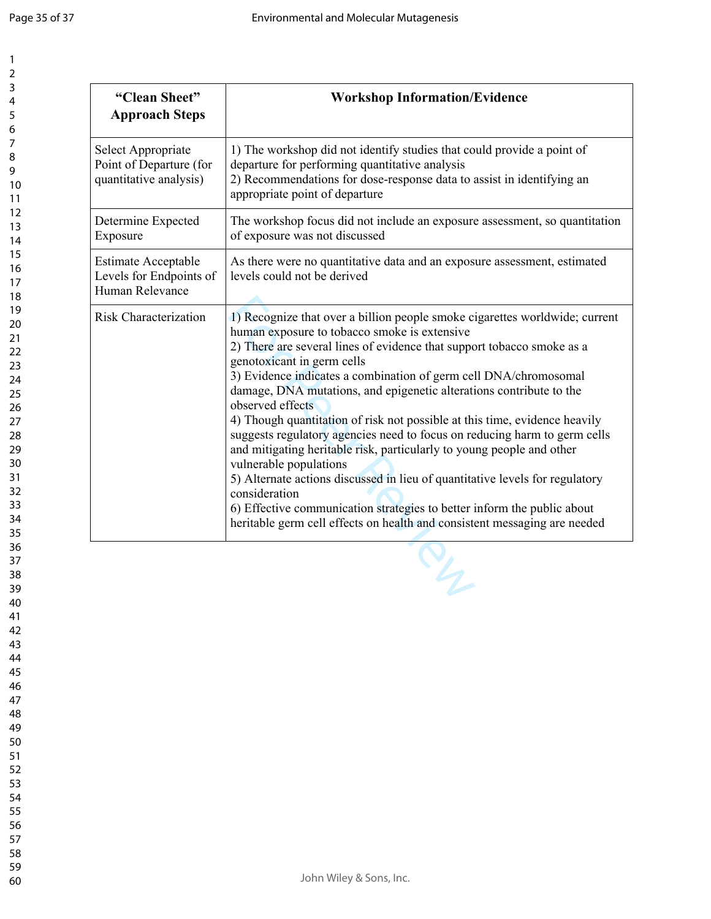| "Clean Sheet" Approach Steps | Workshop Information/Evidence |
|---|---|
| Select Appropriate Point of Departure (for quantitative analysis) | 1) The workshop did not identify studies that could provide a point of departure for performing quantitative analysis<br>2) Recommendations for dose-response data to assist in identifying an appropriate point of departure |
| Determine Expected Exposure | The workshop focus did not include an exposure assessment, so quantitation of exposure was not discussed |
| Estimate Acceptable Levels for Endpoints of Human Relevance | As there were no quantitative data and an exposure assessment, estimated levels could not be derived |
| Risk Characterization | 1) Recognize that over a billion people smoke cigarettes worldwide; current human exposure to tobacco smoke is extensive<br>2) There are several lines of evidence that support tobacco smoke as a genotoxicant in germ cells<br>3) Evidence indicates a combination of germ cell DNA/chromosomal damage, DNA mutations, and epigenetic alterations contribute to the observed effects<br>4) Though quantitation of risk not possible at this time, evidence heavily suggests regulatory agencies need to focus on reducing harm to germ cells and mitigating heritable risk, particularly to young people and other vulnerable populations<br>5) Alternate actions discussed in lieu of quantitative levels for regulatory consideration<br>6) Effective communication strategies to better inform the public about heritable germ cell effects on health and consistent messaging are needed |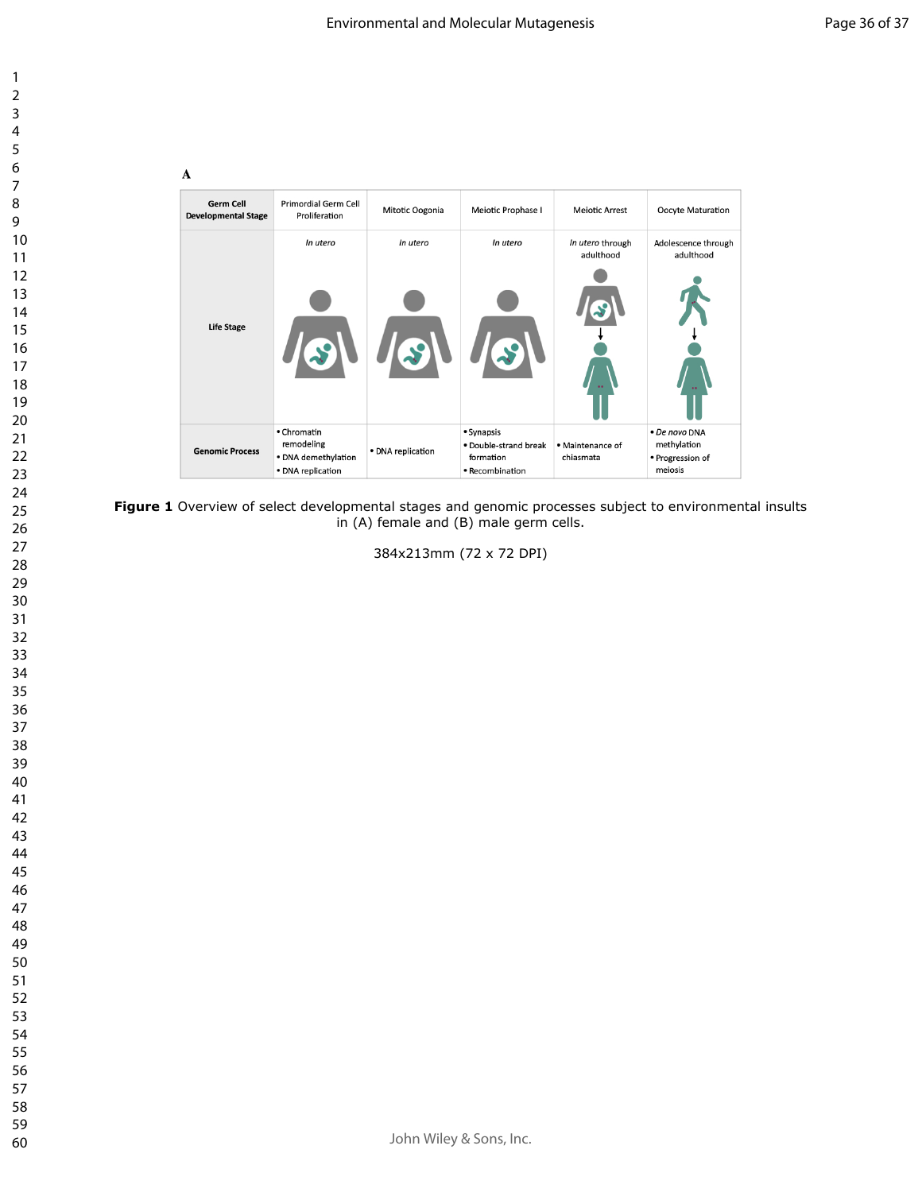A

| Germ Cell Developmental Stage | Primordial Germ Cell Proliferation | Mitotic Oogonia | Meiotic Prophase I | Meiotic Arrest | Oocyte Maturation |
|---|---|---|---|---|---|
| Life Stage | *In utero* | *In utero* | *In utero* | *In utero* through adulthood | Adolescence through adulthood |
| Genomic Process | • Chromatin remodeling<br>• DNA demethylation<br>• DNA replication | • DNA replication | • Synapsis<br>• Double-strand break formation<br>• Recombination | • Maintenance of chiasmata | • *De novo* DNA methylation<br>• Progression of meiosis |

**Figure 1** Overview of select developmental stages and genomic processes subject to environmental insults in (A) female and (B) male germ cells.

384x213mm (72 x 72 DPI)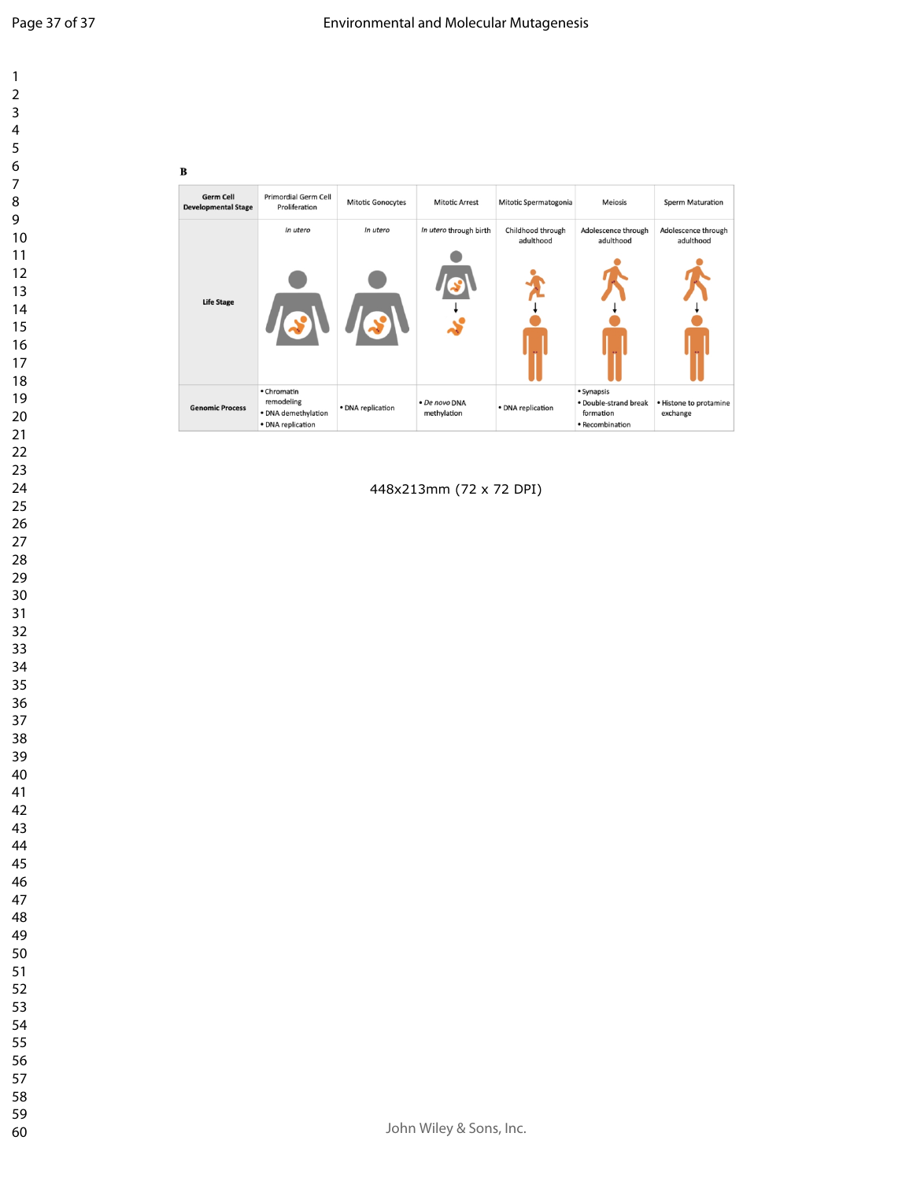B

| Germ Cell Developmental Stage | Primordial Germ Cell Proliferation | Mitotic Gonocytes | Mitotic Arrest | Mitotic Spermatogonia | Meiosis | Sperm Maturation |
|---|---|---|---|---|---|---|
| Life Stage | *In utero* | *In utero* | *In utero* through birth | Childhood through adulthood | Adolescence through adulthood | Adolescence through adulthood |
| Genomic Process | • Chromatin remodeling<br>• DNA demethylation<br>• DNA replication | • DNA replication | • *De novo* DNA methylation | • DNA replication | • Synapsis<br>• Double-strand break formation<br>• Recombination | • Histone to protamine exchange |

448x213mm (72 x 72 DPI)